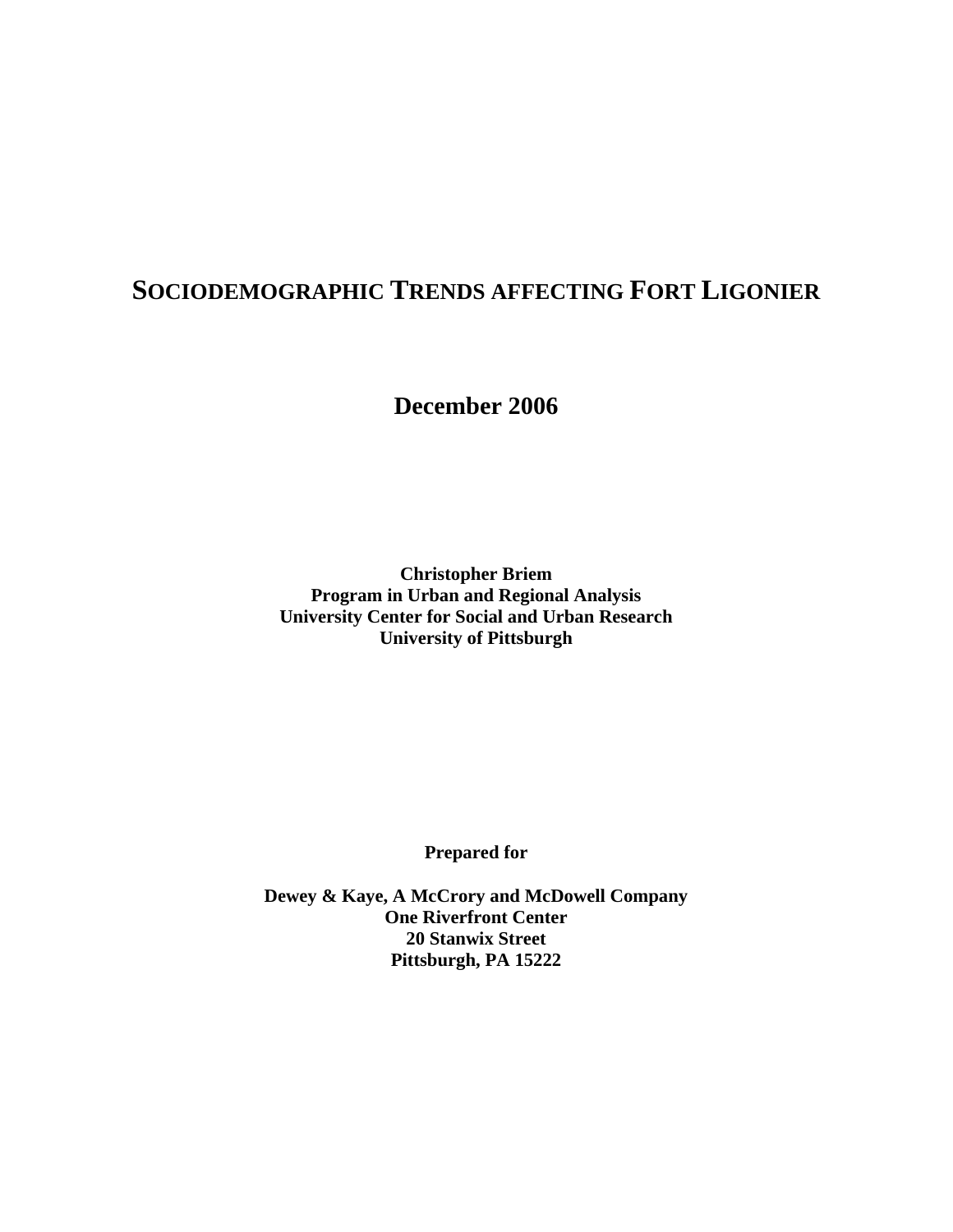# SOCIODEMOGRAPHIC TRENDS AFFECTING FORT LIGONIER

**December 2006**

**Christopher Briem**
**Program in Urban and Regional Analysis**
**University Center for Social and Urban Research**
**University of Pittsburgh**

**Prepared for**

**Dewey & Kaye, A McCrory and McDowell Company**
**One Riverfront Center**
**20 Stanwix Street**
**Pittsburgh, PA 15222**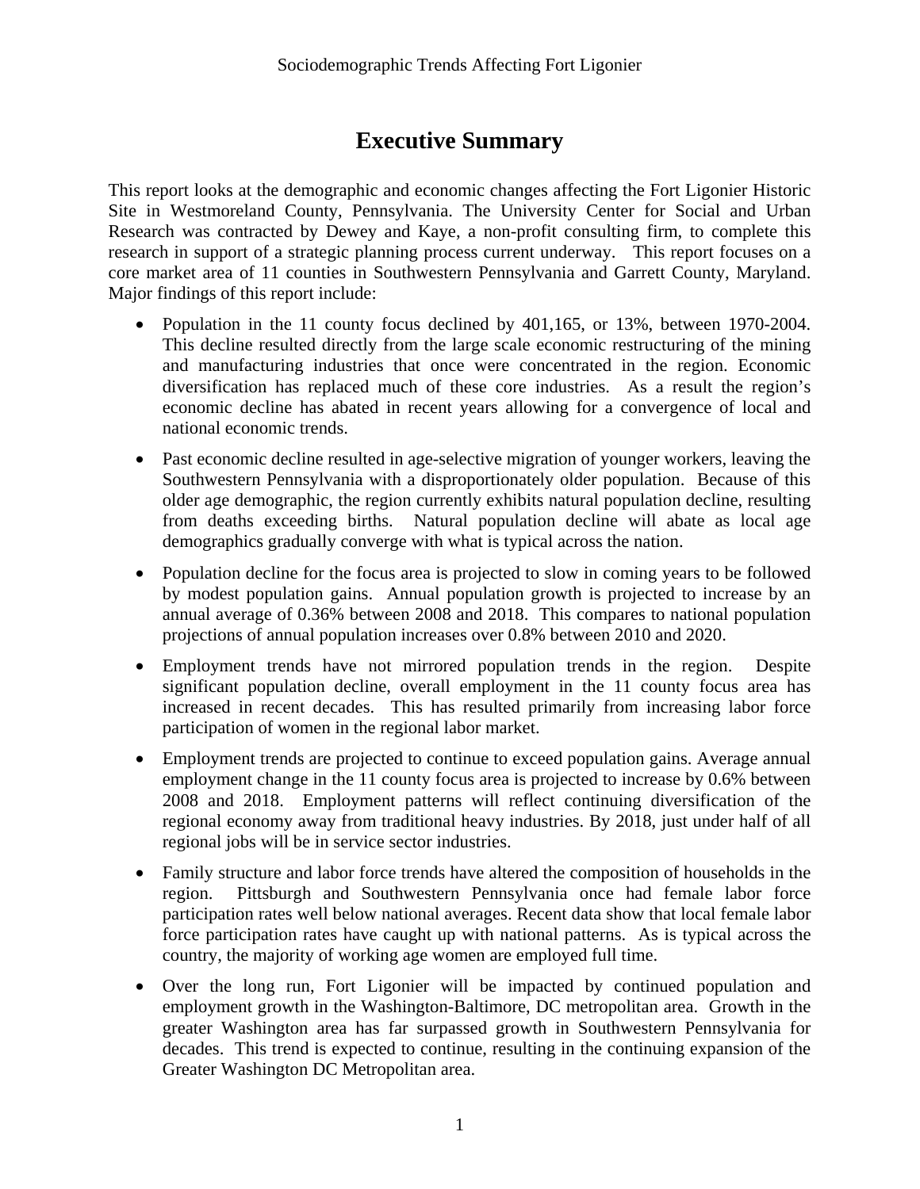# Executive Summary

This report looks at the demographic and economic changes affecting the Fort Ligonier Historic Site in Westmoreland County, Pennsylvania. The University Center for Social and Urban Research was contracted by Dewey and Kaye, a non-profit consulting firm, to complete this research in support of a strategic planning process current underway. This report focuses on a core market area of 11 counties in Southwestern Pennsylvania and Garrett County, Maryland. Major findings of this report include:

- Population in the 11 county focus declined by 401,165, or 13%, between 1970-2004. This decline resulted directly from the large scale economic restructuring of the mining and manufacturing industries that once were concentrated in the region. Economic diversification has replaced much of these core industries. As a result the region's economic decline has abated in recent years allowing for a convergence of local and national economic trends.

- Past economic decline resulted in age-selective migration of younger workers, leaving the Southwestern Pennsylvania with a disproportionately older population. Because of this older age demographic, the region currently exhibits natural population decline, resulting from deaths exceeding births. Natural population decline will abate as local age demographics gradually converge with what is typical across the nation.

- Population decline for the focus area is projected to slow in coming years to be followed by modest population gains. Annual population growth is projected to increase by an annual average of 0.36% between 2008 and 2018. This compares to national population projections of annual population increases over 0.8% between 2010 and 2020.

- Employment trends have not mirrored population trends in the region. Despite significant population decline, overall employment in the 11 county focus area has increased in recent decades. This has resulted primarily from increasing labor force participation of women in the regional labor market.

- Employment trends are projected to continue to exceed population gains. Average annual employment change in the 11 county focus area is projected to increase by 0.6% between 2008 and 2018. Employment patterns will reflect continuing diversification of the regional economy away from traditional heavy industries. By 2018, just under half of all regional jobs will be in service sector industries.

- Family structure and labor force trends have altered the composition of households in the region. Pittsburgh and Southwestern Pennsylvania once had female labor force participation rates well below national averages. Recent data show that local female labor force participation rates have caught up with national patterns. As is typical across the country, the majority of working age women are employed full time.

- Over the long run, Fort Ligonier will be impacted by continued population and employment growth in the Washington-Baltimore, DC metropolitan area. Growth in the greater Washington area has far surpassed growth in Southwestern Pennsylvania for decades. This trend is expected to continue, resulting in the continuing expansion of the Greater Washington DC Metropolitan area.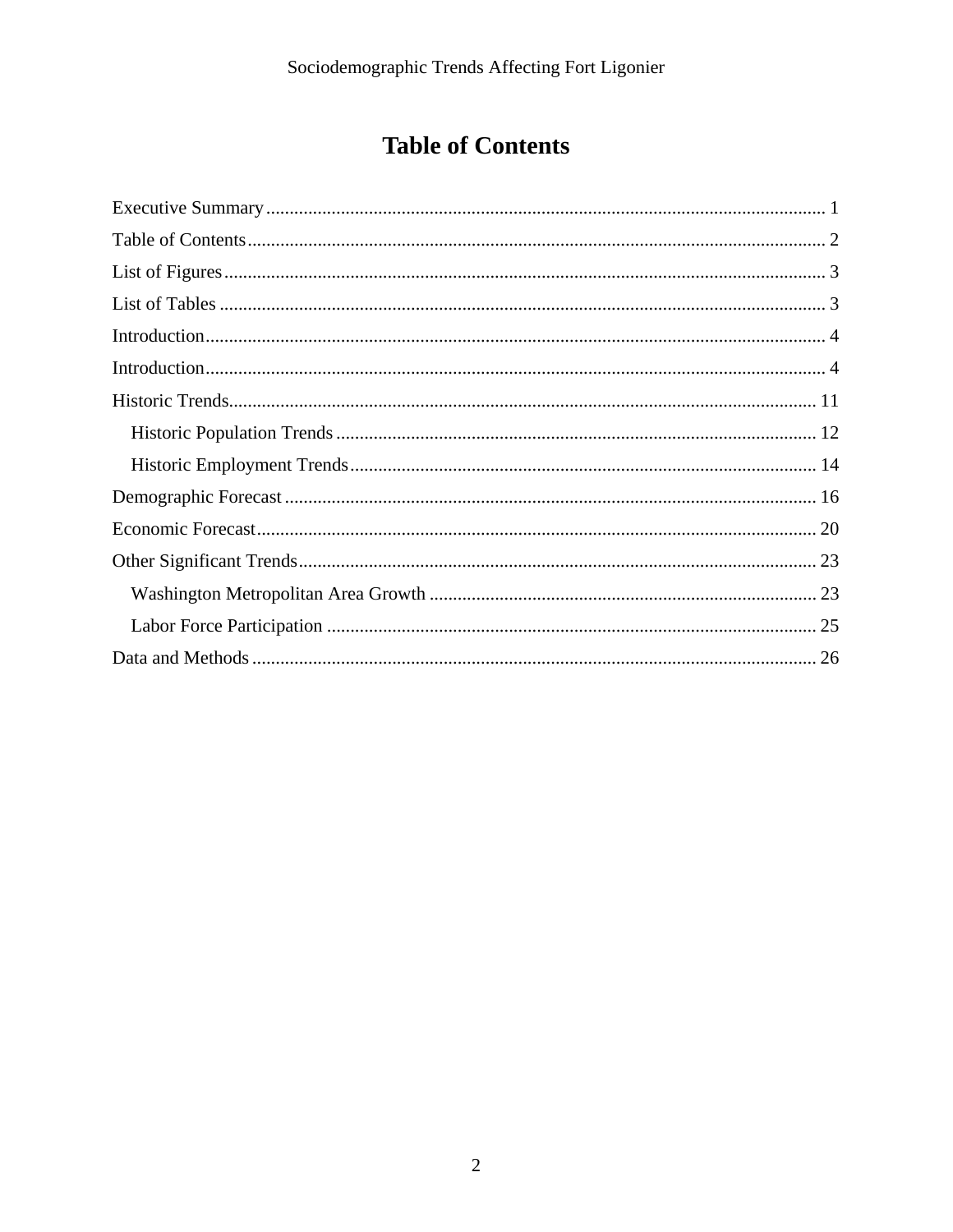# Table of Contents

Executive Summary ........................................................ 1

Table of Contents ........................................................ 2

List of Figures ........................................................ 3

List of Tables ........................................................ 3

Introduction ........................................................ 4

Introduction ........................................................ 4

Historic Trends ........................................................ 11

- Historic Population Trends ........................................................ 12
- Historic Employment Trends ........................................................ 14

Demographic Forecast ........................................................ 16

Economic Forecast ........................................................ 20

Other Significant Trends ........................................................ 23

- Washington Metropolitan Area Growth ........................................................ 23
- Labor Force Participation ........................................................ 25

Data and Methods ........................................................ 26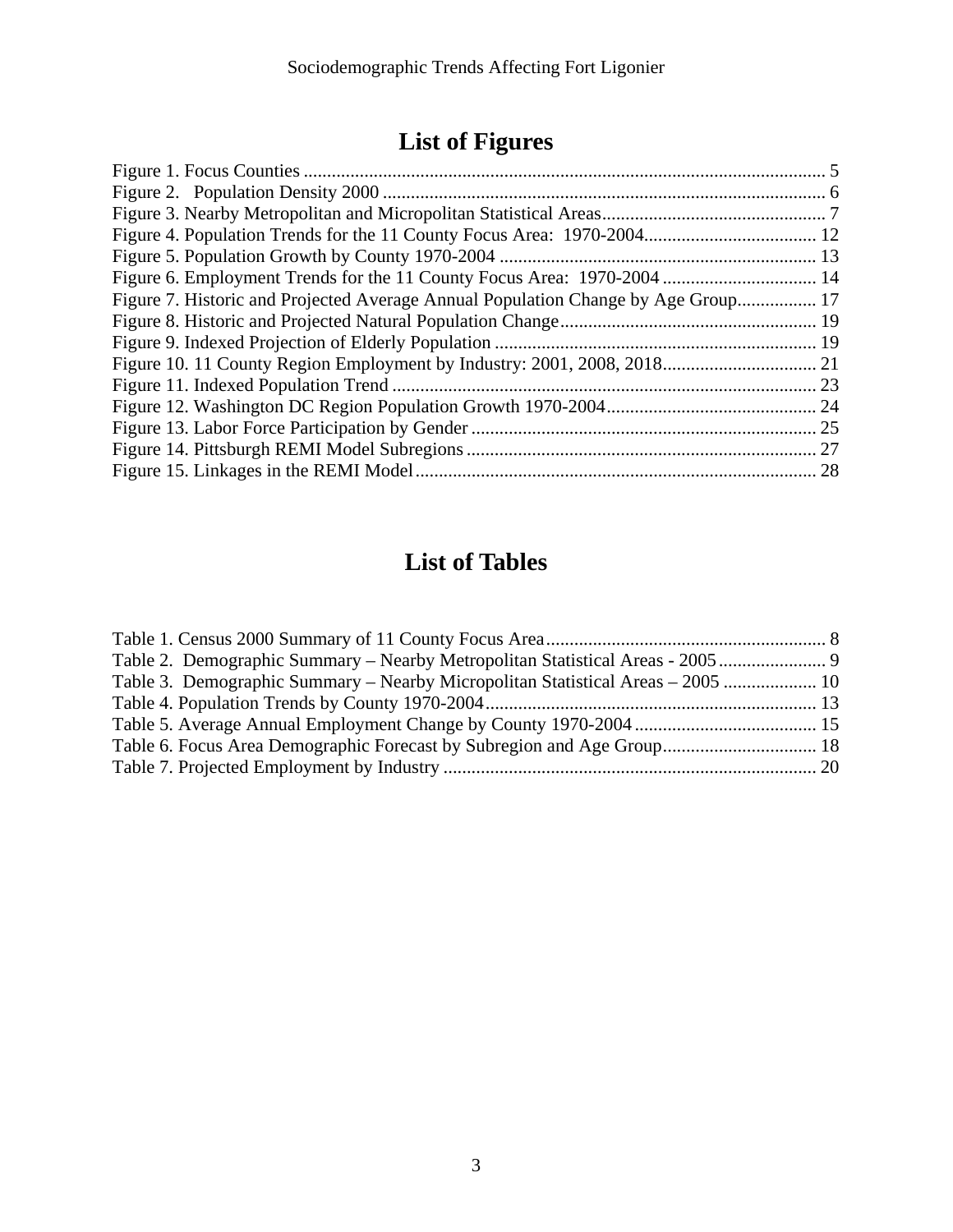# List of Figures

Figure 1. Focus Counties ................................................................................................................ 5
Figure 2. Population Density 2000 ............................................................................................... 6
Figure 3. Nearby Metropolitan and Micropolitan Statistical Areas................................................ 7
Figure 4. Population Trends for the 11 County Focus Area: 1970-2004..................................... 12
Figure 5. Population Growth by County 1970-2004 .................................................................... 13
Figure 6. Employment Trends for the 11 County Focus Area: 1970-2004 ................................. 14
Figure 7. Historic and Projected Average Annual Population Change by Age Group................. 17
Figure 8. Historic and Projected Natural Population Change....................................................... 19
Figure 9. Indexed Projection of Elderly Population ..................................................................... 19
Figure 10. 11 County Region Employment by Industry: 2001, 2008, 2018................................. 21
Figure 11. Indexed Population Trend ........................................................................................... 23
Figure 12. Washington DC Region Population Growth 1970-2004............................................. 24
Figure 13. Labor Force Participation by Gender .......................................................................... 25
Figure 14. Pittsburgh REMI Model Subregions ........................................................................... 27
Figure 15. Linkages in the REMI Model ...................................................................................... 28

# List of Tables

Table 1. Census 2000 Summary of 11 County Focus Area............................................................ 8
Table 2. Demographic Summary – Nearby Metropolitan Statistical Areas - 2005....................... 9
Table 3. Demographic Summary – Nearby Micropolitan Statistical Areas – 2005 .................... 10
Table 4. Population Trends by County 1970-2004....................................................................... 13
Table 5. Average Annual Employment Change by County 1970-2004 ....................................... 15
Table 6. Focus Area Demographic Forecast by Subregion and Age Group................................. 18
Table 7. Projected Employment by Industry ................................................................................ 20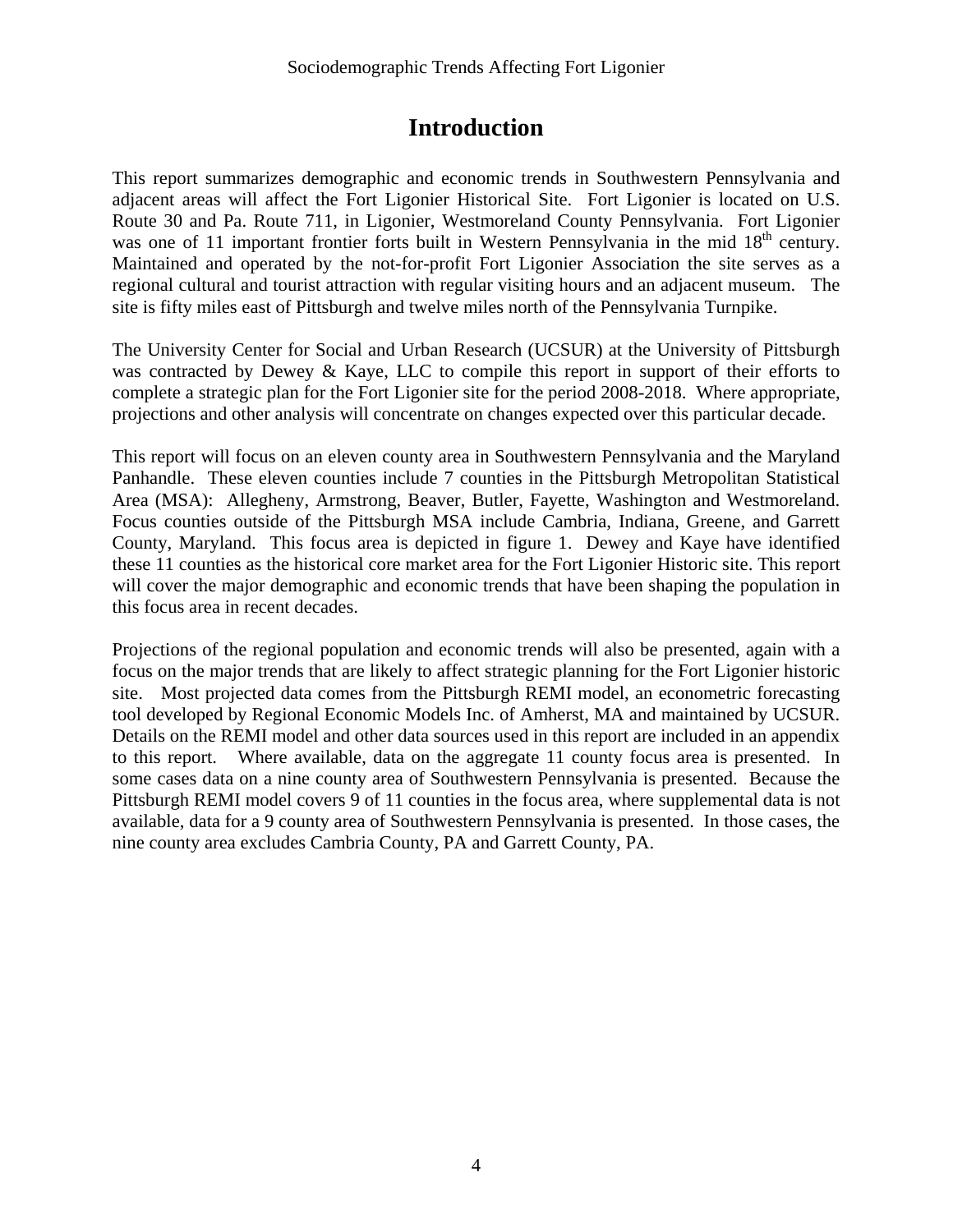# Introduction

This report summarizes demographic and economic trends in Southwestern Pennsylvania and adjacent areas will affect the Fort Ligonier Historical Site. Fort Ligonier is located on U.S. Route 30 and Pa. Route 711, in Ligonier, Westmoreland County Pennsylvania. Fort Ligonier was one of 11 important frontier forts built in Western Pennsylvania in the mid 18th century. Maintained and operated by the not-for-profit Fort Ligonier Association the site serves as a regional cultural and tourist attraction with regular visiting hours and an adjacent museum. The site is fifty miles east of Pittsburgh and twelve miles north of the Pennsylvania Turnpike.

The University Center for Social and Urban Research (UCSUR) at the University of Pittsburgh was contracted by Dewey & Kaye, LLC to compile this report in support of their efforts to complete a strategic plan for the Fort Ligonier site for the period 2008-2018. Where appropriate, projections and other analysis will concentrate on changes expected over this particular decade.

This report will focus on an eleven county area in Southwestern Pennsylvania and the Maryland Panhandle. These eleven counties include 7 counties in the Pittsburgh Metropolitan Statistical Area (MSA): Allegheny, Armstrong, Beaver, Butler, Fayette, Washington and Westmoreland. Focus counties outside of the Pittsburgh MSA include Cambria, Indiana, Greene, and Garrett County, Maryland. This focus area is depicted in figure 1. Dewey and Kaye have identified these 11 counties as the historical core market area for the Fort Ligonier Historic site. This report will cover the major demographic and economic trends that have been shaping the population in this focus area in recent decades.

Projections of the regional population and economic trends will also be presented, again with a focus on the major trends that are likely to affect strategic planning for the Fort Ligonier historic site. Most projected data comes from the Pittsburgh REMI model, an econometric forecasting tool developed by Regional Economic Models Inc. of Amherst, MA and maintained by UCSUR. Details on the REMI model and other data sources used in this report are included in an appendix to this report. Where available, data on the aggregate 11 county focus area is presented. In some cases data on a nine county area of Southwestern Pennsylvania is presented. Because the Pittsburgh REMI model covers 9 of 11 counties in the focus area, where supplemental data is not available, data for a 9 county area of Southwestern Pennsylvania is presented. In those cases, the nine county area excludes Cambria County, PA and Garrett County, PA.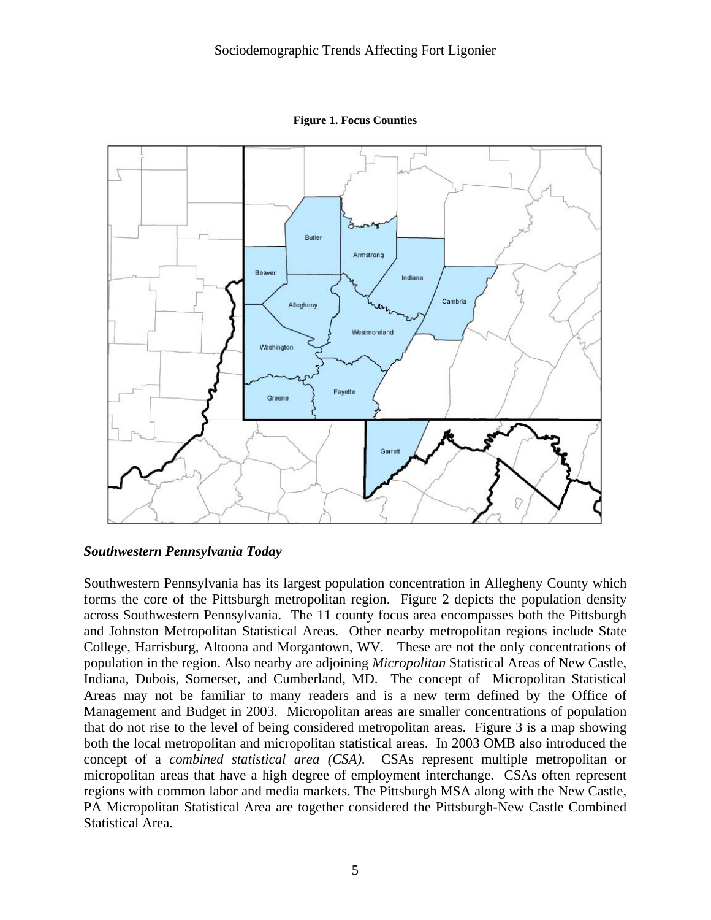**Figure 1. Focus Counties**

### *Southwestern Pennsylvania Today*

Southwestern Pennsylvania has its largest population concentration in Allegheny County which forms the core of the Pittsburgh metropolitan region. Figure 2 depicts the population density across Southwestern Pennsylvania. The 11 county focus area encompasses both the Pittsburgh and Johnston Metropolitan Statistical Areas. Other nearby metropolitan regions include State College, Harrisburg, Altoona and Morgantown, WV. These are not the only concentrations of population in the region. Also nearby are adjoining *Micropolitan* Statistical Areas of New Castle, Indiana, Dubois, Somerset, and Cumberland, MD. The concept of Micropolitan Statistical Areas may not be familiar to many readers and is a new term defined by the Office of Management and Budget in 2003. Micropolitan areas are smaller concentrations of population that do not rise to the level of being considered metropolitan areas. Figure 3 is a map showing both the local metropolitan and micropolitan statistical areas. In 2003 OMB also introduced the concept of a *combined statistical area (CSA).* CSAs represent multiple metropolitan or micropolitan areas that have a high degree of employment interchange. CSAs often represent regions with common labor and media markets. The Pittsburgh MSA along with the New Castle, PA Micropolitan Statistical Area are together considered the Pittsburgh-New Castle Combined Statistical Area.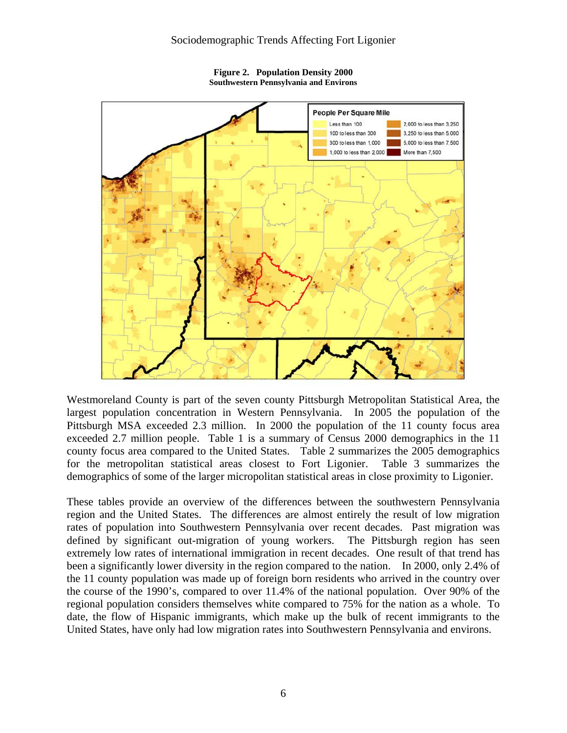**Figure 2. Population Density 2000**
**Southwestern Pennsylvania and Environs**

Westmoreland County is part of the seven county Pittsburgh Metropolitan Statistical Area, the largest population concentration in Western Pennsylvania. In 2005 the population of the Pittsburgh MSA exceeded 2.3 million. In 2000 the population of the 11 county focus area exceeded 2.7 million people. Table 1 is a summary of Census 2000 demographics in the 11 county focus area compared to the United States. Table 2 summarizes the 2005 demographics for the metropolitan statistical areas closest to Fort Ligonier. Table 3 summarizes the demographics of some of the larger micropolitan statistical areas in close proximity to Ligonier.

These tables provide an overview of the differences between the southwestern Pennsylvania region and the United States. The differences are almost entirely the result of low migration rates of population into Southwestern Pennsylvania over recent decades. Past migration was defined by significant out-migration of young workers. The Pittsburgh region has seen extremely low rates of international immigration in recent decades. One result of that trend has been a significantly lower diversity in the region compared to the nation. In 2000, only 2.4% of the 11 county population was made up of foreign born residents who arrived in the country over the course of the 1990's, compared to over 11.4% of the national population. Over 90% of the regional population considers themselves white compared to 75% for the nation as a whole. To date, the flow of Hispanic immigrants, which make up the bulk of recent immigrants to the United States, have only had low migration rates into Southwestern Pennsylvania and environs.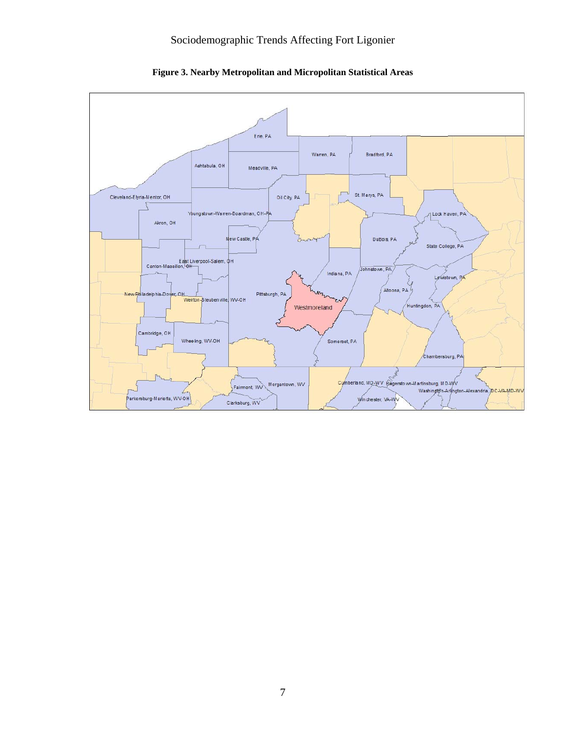**Figure 3. Nearby Metropolitan and Micropolitan Statistical Areas**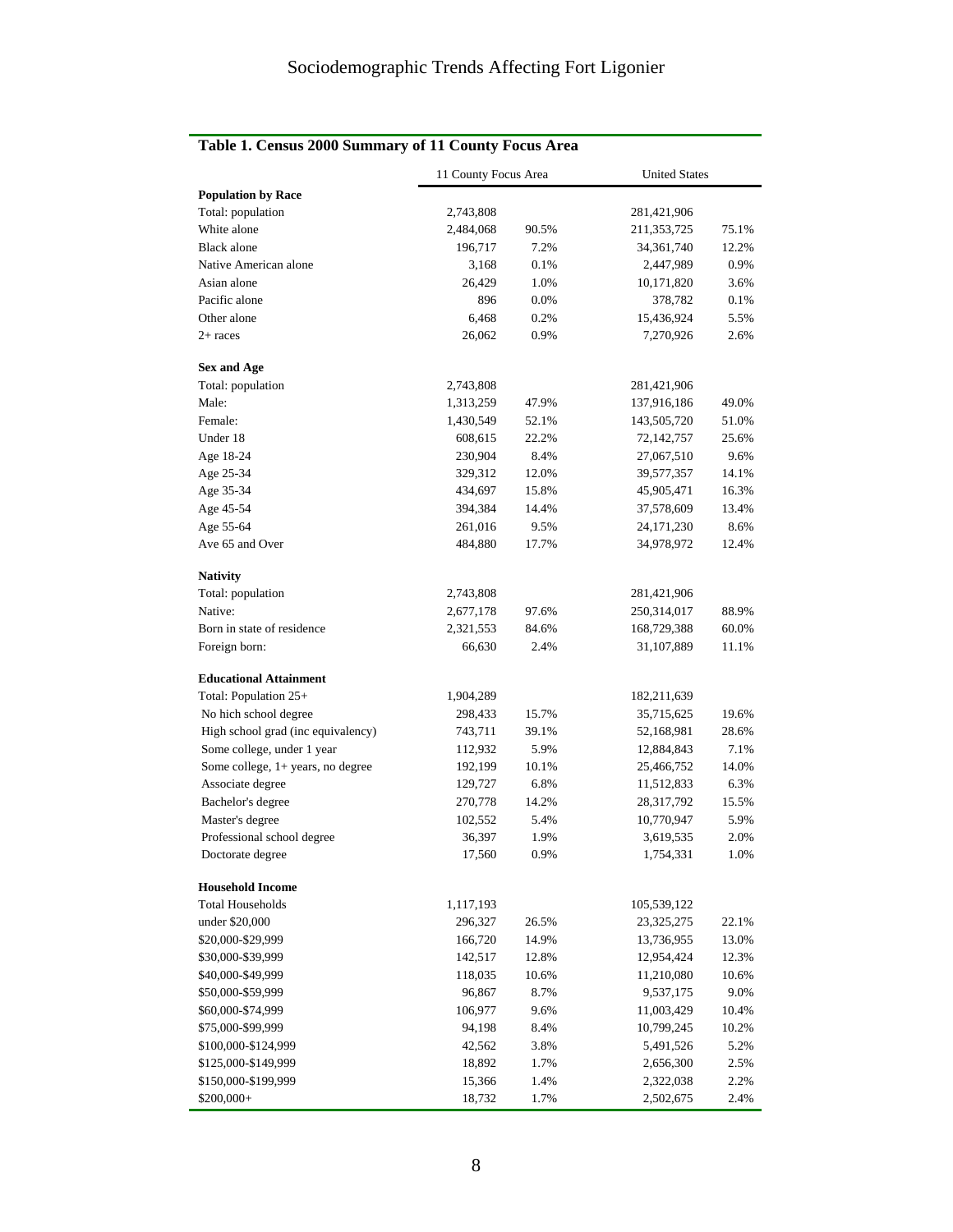# Sociodemographic Trends Affecting Fort Ligonier

**Table 1. Census 2000 Summary of 11 County Focus Area**

| | 11 County Focus Area | | United States | |
|---|---|---|---|---|
| **Population by Race** | | | | |
| Total: population | 2,743,808 | | 281,421,906 | |
| White alone | 2,484,068 | 90.5% | 211,353,725 | 75.1% |
| Black alone | 196,717 | 7.2% | 34,361,740 | 12.2% |
| Native American alone | 3,168 | 0.1% | 2,447,989 | 0.9% |
| Asian alone | 26,429 | 1.0% | 10,171,820 | 3.6% |
| Pacific alone | 896 | 0.0% | 378,782 | 0.1% |
| Other alone | 6,468 | 0.2% | 15,436,924 | 5.5% |
| 2+ races | 26,062 | 0.9% | 7,270,926 | 2.6% |
| **Sex and Age** | | | | |
| Total: population | 2,743,808 | | 281,421,906 | |
| Male: | 1,313,259 | 47.9% | 137,916,186 | 49.0% |
| Female: | 1,430,549 | 52.1% | 143,505,720 | 51.0% |
| Under 18 | 608,615 | 22.2% | 72,142,757 | 25.6% |
| Age 18-24 | 230,904 | 8.4% | 27,067,510 | 9.6% |
| Age 25-34 | 329,312 | 12.0% | 39,577,357 | 14.1% |
| Age 35-34 | 434,697 | 15.8% | 45,905,471 | 16.3% |
| Age 45-54 | 394,384 | 14.4% | 37,578,609 | 13.4% |
| Age 55-64 | 261,016 | 9.5% | 24,171,230 | 8.6% |
| Ave 65 and Over | 484,880 | 17.7% | 34,978,972 | 12.4% |
| **Nativity** | | | | |
| Total: population | 2,743,808 | | 281,421,906 | |
| Native: | 2,677,178 | 97.6% | 250,314,017 | 88.9% |
| Born in state of residence | 2,321,553 | 84.6% | 168,729,388 | 60.0% |
| Foreign born: | 66,630 | 2.4% | 31,107,889 | 11.1% |
| **Educational Attainment** | | | | |
| Total: Population 25+ | 1,904,289 | | 182,211,639 | |
| No hich school degree | 298,433 | 15.7% | 35,715,625 | 19.6% |
| High school grad (inc equivalency) | 743,711 | 39.1% | 52,168,981 | 28.6% |
| Some college, under 1 year | 112,932 | 5.9% | 12,884,843 | 7.1% |
| Some college, 1+ years, no degree | 192,199 | 10.1% | 25,466,752 | 14.0% |
| Associate degree | 129,727 | 6.8% | 11,512,833 | 6.3% |
| Bachelor's degree | 270,778 | 14.2% | 28,317,792 | 15.5% |
| Master's degree | 102,552 | 5.4% | 10,770,947 | 5.9% |
| Professional school degree | 36,397 | 1.9% | 3,619,535 | 2.0% |
| Doctorate degree | 17,560 | 0.9% | 1,754,331 | 1.0% |
| **Household Income** | | | | |
| Total Households | 1,117,193 | | 105,539,122 | |
| under $20,000 | 296,327 | 26.5% | 23,325,275 | 22.1% |
| $20,000-$29,999 | 166,720 | 14.9% | 13,736,955 | 13.0% |
| $30,000-$39,999 | 142,517 | 12.8% | 12,954,424 | 12.3% |
| $40,000-$49,999 | 118,035 | 10.6% | 11,210,080 | 10.6% |
| $50,000-$59,999 | 96,867 | 8.7% | 9,537,175 | 9.0% |
| $60,000-$74,999 | 106,977 | 9.6% | 11,003,429 | 10.4% |
| $75,000-$99,999 | 94,198 | 8.4% | 10,799,245 | 10.2% |
| $100,000-$124,999 | 42,562 | 3.8% | 5,491,526 | 5.2% |
| $125,000-$149,999 | 18,892 | 1.7% | 2,656,300 | 2.5% |
| $150,000-$199,999 | 15,366 | 1.4% | 2,322,038 | 2.2% |
| $200,000+ | 18,732 | 1.7% | 2,502,675 | 2.4% |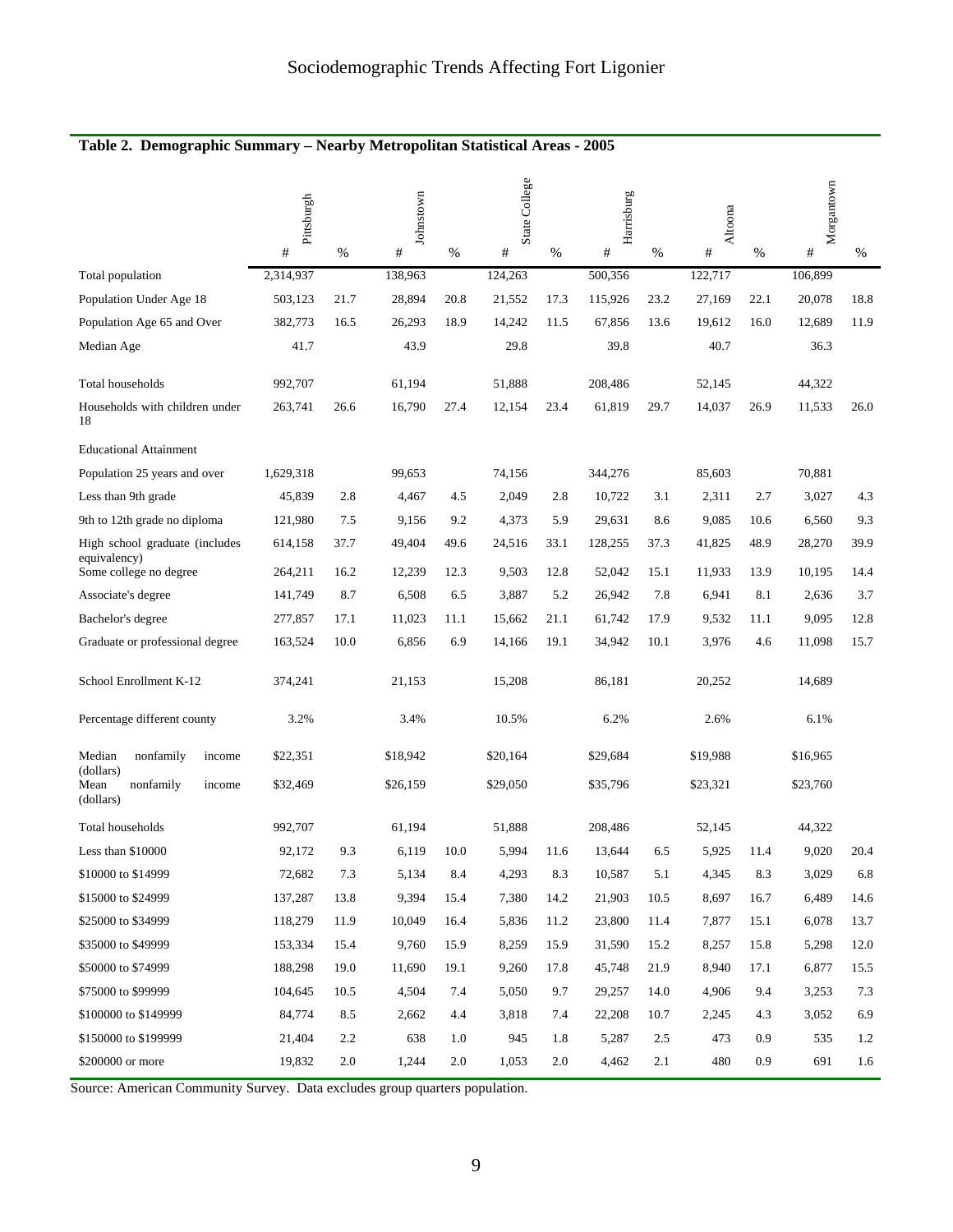## Table 2. Demographic Summary – Nearby Metropolitan Statistical Areas - 2005

| | Pittsburgh | | Johnstown | | State College | | Harrisburg | | Altoona | | Morgantown | |
|---|---|---|---|---|---|---|---|---|---|---|---|---|
| | # | % | # | % | # | % | # | % | # | % | # | % |
| Total population | 2,314,937 | | 138,963 | | 124,263 | | 500,356 | | 122,717 | | 106,899 | |
| Population Under Age 18 | 503,123 | 21.7 | 28,894 | 20.8 | 21,552 | 17.3 | 115,926 | 23.2 | 27,169 | 22.1 | 20,078 | 18.8 |
| Population Age 65 and Over | 382,773 | 16.5 | 26,293 | 18.9 | 14,242 | 11.5 | 67,856 | 13.6 | 19,612 | 16.0 | 12,689 | 11.9 |
| Median Age | 41.7 | | 43.9 | | 29.8 | | 39.8 | | 40.7 | | 36.3 | |
| Total households | 992,707 | | 61,194 | | 51,888 | | 208,486 | | 52,145 | | 44,322 | |
| Households with children under 18 | 263,741 | 26.6 | 16,790 | 27.4 | 12,154 | 23.4 | 61,819 | 29.7 | 14,037 | 26.9 | 11,533 | 26.0 |
| Educational Attainment | | | | | | | | | | | | |
| Population 25 years and over | 1,629,318 | | 99,653 | | 74,156 | | 344,276 | | 85,603 | | 70,881 | |
| Less than 9th grade | 45,839 | 2.8 | 4,467 | 4.5 | 2,049 | 2.8 | 10,722 | 3.1 | 2,311 | 2.7 | 3,027 | 4.3 |
| 9th to 12th grade no diploma | 121,980 | 7.5 | 9,156 | 9.2 | 4,373 | 5.9 | 29,631 | 8.6 | 9,085 | 10.6 | 6,560 | 9.3 |
| High school graduate (includes equivalency) | 614,158 | 37.7 | 49,404 | 49.6 | 24,516 | 33.1 | 128,255 | 37.3 | 41,825 | 48.9 | 28,270 | 39.9 |
| Some college no degree | 264,211 | 16.2 | 12,239 | 12.3 | 9,503 | 12.8 | 52,042 | 15.1 | 11,933 | 13.9 | 10,195 | 14.4 |
| Associate's degree | 141,749 | 8.7 | 6,508 | 6.5 | 3,887 | 5.2 | 26,942 | 7.8 | 6,941 | 8.1 | 2,636 | 3.7 |
| Bachelor's degree | 277,857 | 17.1 | 11,023 | 11.1 | 15,662 | 21.1 | 61,742 | 17.9 | 9,532 | 11.1 | 9,095 | 12.8 |
| Graduate or professional degree | 163,524 | 10.0 | 6,856 | 6.9 | 14,166 | 19.1 | 34,942 | 10.1 | 3,976 | 4.6 | 11,098 | 15.7 |
| School Enrollment K-12 | 374,241 | | 21,153 | | 15,208 | | 86,181 | | 20,252 | | 14,689 | |
| Percentage different county | 3.2% | | 3.4% | | 10.5% | | 6.2% | | 2.6% | | 6.1% | |
| Median nonfamily income (dollars) | $22,351 | | $18,942 | | $20,164 | | $29,684 | | $19,988 | | $16,965 | |
| Mean nonfamily income (dollars) | $32,469 | | $26,159 | | $29,050 | | $35,796 | | $23,321 | | $23,760 | |
| Total households | 992,707 | | 61,194 | | 51,888 | | 208,486 | | 52,145 | | 44,322 | |
| Less than $10000 | 92,172 | 9.3 | 6,119 | 10.0 | 5,994 | 11.6 | 13,644 | 6.5 | 5,925 | 11.4 | 9,020 | 20.4 |
| $10000 to $14999 | 72,682 | 7.3 | 5,134 | 8.4 | 4,293 | 8.3 | 10,587 | 5.1 | 4,345 | 8.3 | 3,029 | 6.8 |
| $15000 to $24999 | 137,287 | 13.8 | 9,394 | 15.4 | 7,380 | 14.2 | 21,903 | 10.5 | 8,697 | 16.7 | 6,489 | 14.6 |
| $25000 to $34999 | 118,279 | 11.9 | 10,049 | 16.4 | 5,836 | 11.2 | 23,800 | 11.4 | 7,877 | 15.1 | 6,078 | 13.7 |
| $35000 to $49999 | 153,334 | 15.4 | 9,760 | 15.9 | 8,259 | 15.9 | 31,590 | 15.2 | 8,257 | 15.8 | 5,298 | 12.0 |
| $50000 to $74999 | 188,298 | 19.0 | 11,690 | 19.1 | 9,260 | 17.8 | 45,748 | 21.9 | 8,940 | 17.1 | 6,877 | 15.5 |
| $75000 to $99999 | 104,645 | 10.5 | 4,504 | 7.4 | 5,050 | 9.7 | 29,257 | 14.0 | 4,906 | 9.4 | 3,253 | 7.3 |
| $100000 to $149999 | 84,774 | 8.5 | 2,662 | 4.4 | 3,818 | 7.4 | 22,208 | 10.7 | 2,245 | 4.3 | 3,052 | 6.9 |
| $150000 to $199999 | 21,404 | 2.2 | 638 | 1.0 | 945 | 1.8 | 5,287 | 2.5 | 473 | 0.9 | 535 | 1.2 |
| $200000 or more | 19,832 | 2.0 | 1,244 | 2.0 | 1,053 | 2.0 | 4,462 | 2.1 | 480 | 0.9 | 691 | 1.6 |

Source: American Community Survey. Data excludes group quarters population.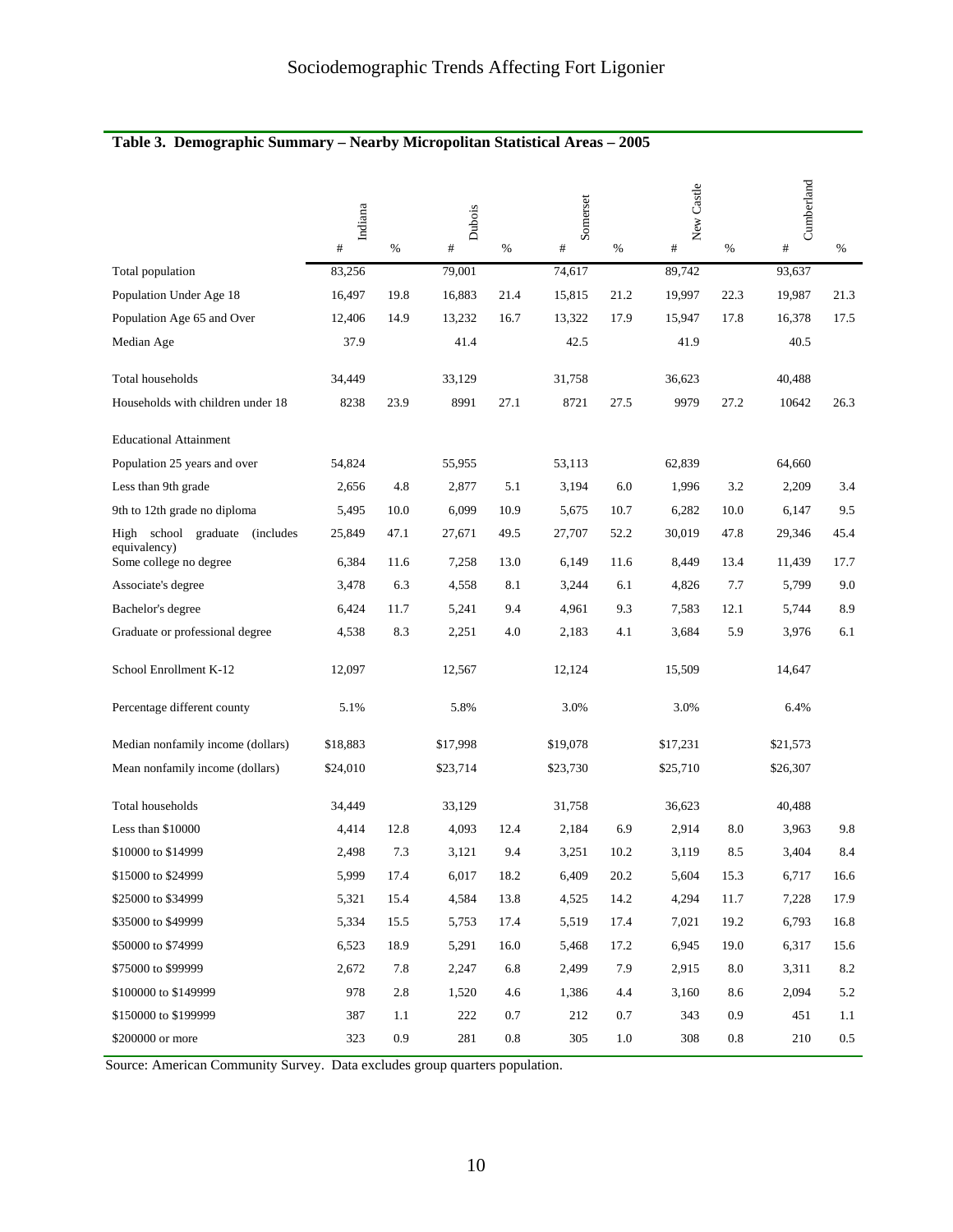**Table 3. Demographic Summary – Nearby Micropolitan Statistical Areas – 2005**

| | Indiana | | Dubois | | Somerset | | New Castle | | Cumberland | |
|---|---|---|---|---|---|---|---|---|---|---|
| | # | % | # | % | # | % | # | % | # | % |
| Total population | 83,256 | | 79,001 | | 74,617 | | 89,742 | | 93,637 | |
| Population Under Age 18 | 16,497 | 19.8 | 16,883 | 21.4 | 15,815 | 21.2 | 19,997 | 22.3 | 19,987 | 21.3 |
| Population Age 65 and Over | 12,406 | 14.9 | 13,232 | 16.7 | 13,322 | 17.9 | 15,947 | 17.8 | 16,378 | 17.5 |
| Median Age | 37.9 | | 41.4 | | 42.5 | | 41.9 | | 40.5 | |
| Total households | 34,449 | | 33,129 | | 31,758 | | 36,623 | | 40,488 | |
| Households with children under 18 | 8238 | 23.9 | 8991 | 27.1 | 8721 | 27.5 | 9979 | 27.2 | 10642 | 26.3 |
| Educational Attainment | | | | | | | | | | |
| Population 25 years and over | 54,824 | | 55,955 | | 53,113 | | 62,839 | | 64,660 | |
| Less than 9th grade | 2,656 | 4.8 | 2,877 | 5.1 | 3,194 | 6.0 | 1,996 | 3.2 | 2,209 | 3.4 |
| 9th to 12th grade no diploma | 5,495 | 10.0 | 6,099 | 10.9 | 5,675 | 10.7 | 6,282 | 10.0 | 6,147 | 9.5 |
| High school graduate (includes equivalency) | 25,849 | 47.1 | 27,671 | 49.5 | 27,707 | 52.2 | 30,019 | 47.8 | 29,346 | 45.4 |
| Some college no degree | 6,384 | 11.6 | 7,258 | 13.0 | 6,149 | 11.6 | 8,449 | 13.4 | 11,439 | 17.7 |
| Associate's degree | 3,478 | 6.3 | 4,558 | 8.1 | 3,244 | 6.1 | 4,826 | 7.7 | 5,799 | 9.0 |
| Bachelor's degree | 6,424 | 11.7 | 5,241 | 9.4 | 4,961 | 9.3 | 7,583 | 12.1 | 5,744 | 8.9 |
| Graduate or professional degree | 4,538 | 8.3 | 2,251 | 4.0 | 2,183 | 4.1 | 3,684 | 5.9 | 3,976 | 6.1 |
| School Enrollment K-12 | 12,097 | | 12,567 | | 12,124 | | 15,509 | | 14,647 | |
| Percentage different county | 5.1% | | 5.8% | | 3.0% | | 3.0% | | 6.4% | |
| Median nonfamily income (dollars) | $18,883 | | $17,998 | | $19,078 | | $17,231 | | $21,573 | |
| Mean nonfamily income (dollars) | $24,010 | | $23,714 | | $23,730 | | $25,710 | | $26,307 | |
| Total households | 34,449 | | 33,129 | | 31,758 | | 36,623 | | 40,488 | |
| Less than $10000 | 4,414 | 12.8 | 4,093 | 12.4 | 2,184 | 6.9 | 2,914 | 8.0 | 3,963 | 9.8 |
| $10000 to $14999 | 2,498 | 7.3 | 3,121 | 9.4 | 3,251 | 10.2 | 3,119 | 8.5 | 3,404 | 8.4 |
| $15000 to $24999 | 5,999 | 17.4 | 6,017 | 18.2 | 6,409 | 20.2 | 5,604 | 15.3 | 6,717 | 16.6 |
| $25000 to $34999 | 5,321 | 15.4 | 4,584 | 13.8 | 4,525 | 14.2 | 4,294 | 11.7 | 7,228 | 17.9 |
| $35000 to $49999 | 5,334 | 15.5 | 5,753 | 17.4 | 5,519 | 17.4 | 7,021 | 19.2 | 6,793 | 16.8 |
| $50000 to $74999 | 6,523 | 18.9 | 5,291 | 16.0 | 5,468 | 17.2 | 6,945 | 19.0 | 6,317 | 15.6 |
| $75000 to $99999 | 2,672 | 7.8 | 2,247 | 6.8 | 2,499 | 7.9 | 2,915 | 8.0 | 3,311 | 8.2 |
| $100000 to $149999 | 978 | 2.8 | 1,520 | 4.6 | 1,386 | 4.4 | 3,160 | 8.6 | 2,094 | 5.2 |
| $150000 to $199999 | 387 | 1.1 | 222 | 0.7 | 212 | 0.7 | 343 | 0.9 | 451 | 1.1 |
| $200000 or more | 323 | 0.9 | 281 | 0.8 | 305 | 1.0 | 308 | 0.8 | 210 | 0.5 |

Source: American Community Survey. Data excludes group quarters population.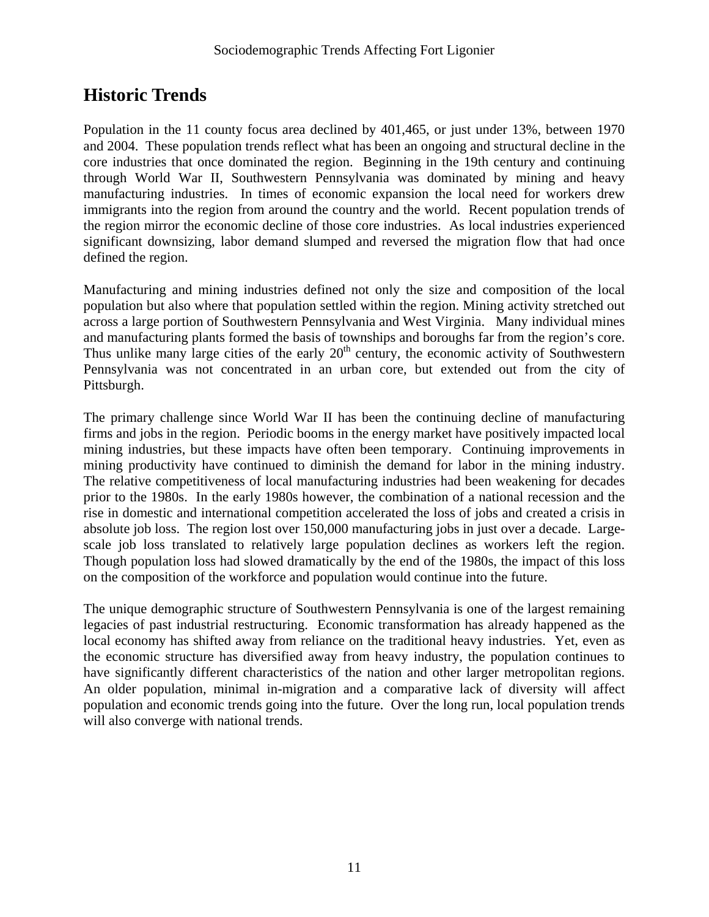## Historic Trends

Population in the 11 county focus area declined by 401,465, or just under 13%, between 1970 and 2004. These population trends reflect what has been an ongoing and structural decline in the core industries that once dominated the region. Beginning in the 19th century and continuing through World War II, Southwestern Pennsylvania was dominated by mining and heavy manufacturing industries. In times of economic expansion the local need for workers drew immigrants into the region from around the country and the world. Recent population trends of the region mirror the economic decline of those core industries. As local industries experienced significant downsizing, labor demand slumped and reversed the migration flow that had once defined the region.

Manufacturing and mining industries defined not only the size and composition of the local population but also where that population settled within the region. Mining activity stretched out across a large portion of Southwestern Pennsylvania and West Virginia. Many individual mines and manufacturing plants formed the basis of townships and boroughs far from the region's core. Thus unlike many large cities of the early 20th century, the economic activity of Southwestern Pennsylvania was not concentrated in an urban core, but extended out from the city of Pittsburgh.

The primary challenge since World War II has been the continuing decline of manufacturing firms and jobs in the region. Periodic booms in the energy market have positively impacted local mining industries, but these impacts have often been temporary. Continuing improvements in mining productivity have continued to diminish the demand for labor in the mining industry. The relative competitiveness of local manufacturing industries had been weakening for decades prior to the 1980s. In the early 1980s however, the combination of a national recession and the rise in domestic and international competition accelerated the loss of jobs and created a crisis in absolute job loss. The region lost over 150,000 manufacturing jobs in just over a decade. Large-scale job loss translated to relatively large population declines as workers left the region. Though population loss had slowed dramatically by the end of the 1980s, the impact of this loss on the composition of the workforce and population would continue into the future.

The unique demographic structure of Southwestern Pennsylvania is one of the largest remaining legacies of past industrial restructuring. Economic transformation has already happened as the local economy has shifted away from reliance on the traditional heavy industries. Yet, even as the economic structure has diversified away from heavy industry, the population continues to have significantly different characteristics of the nation and other larger metropolitan regions. An older population, minimal in-migration and a comparative lack of diversity will affect population and economic trends going into the future. Over the long run, local population trends will also converge with national trends.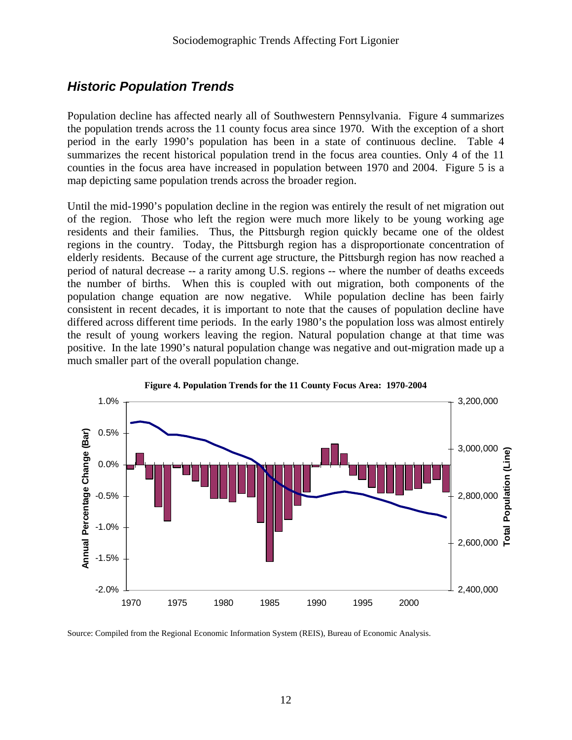## *Historic Population Trends*

Population decline has affected nearly all of Southwestern Pennsylvania. Figure 4 summarizes the population trends across the 11 county focus area since 1970. With the exception of a short period in the early 1990's population has been in a state of continuous decline. Table 4 summarizes the recent historical population trend in the focus area counties. Only 4 of the 11 counties in the focus area have increased in population between 1970 and 2004. Figure 5 is a map depicting same population trends across the broader region.

Until the mid-1990's population decline in the region was entirely the result of net migration out of the region. Those who left the region were much more likely to be young working age residents and their families. Thus, the Pittsburgh region quickly became one of the oldest regions in the country. Today, the Pittsburgh region has a disproportionate concentration of elderly residents. Because of the current age structure, the Pittsburgh region has now reached a period of natural decrease -- a rarity among U.S. regions -- where the number of deaths exceeds the number of births. When this is coupled with out migration, both components of the population change equation are now negative. While population decline has been fairly consistent in recent decades, it is important to note that the causes of population decline have differed across different time periods. In the early 1980's the population loss was almost entirely the result of young workers leaving the region. Natural population change at that time was positive. In the late 1990's natural population change was negative and out-migration made up a much smaller part of the overall population change.

**Figure 4. Population Trends for the 11 County Focus Area: 1970-2004**

Source: Compiled from the Regional Economic Information System (REIS), Bureau of Economic Analysis.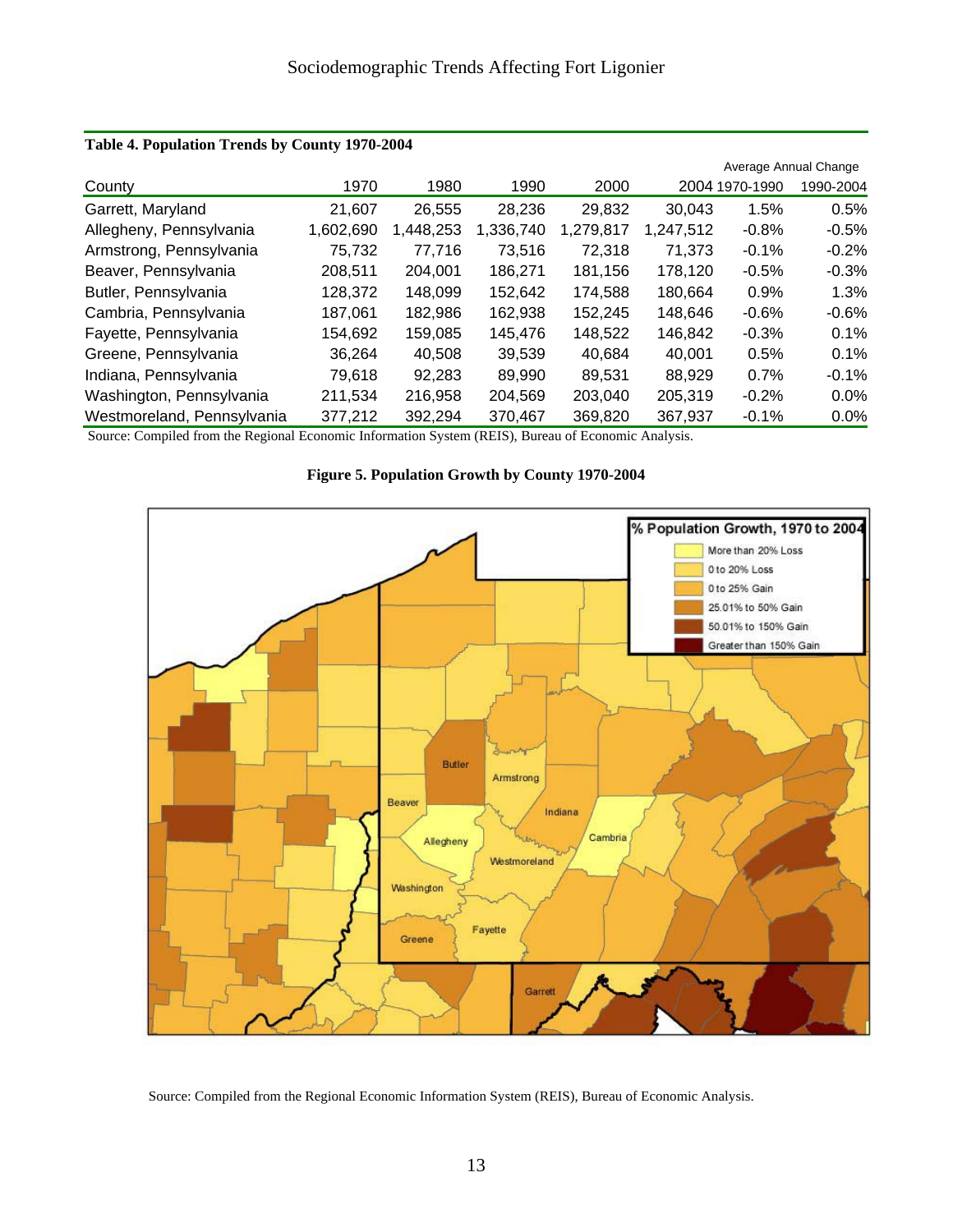**Table 4. Population Trends by County 1970-2004**

| County | 1970 | 1980 | 1990 | 2000 | 2004 | Average Annual Change 1970-1990 | Average Annual Change 1990-2004 |
|---|---|---|---|---|---|---|---|
| Garrett, Maryland | 21,607 | 26,555 | 28,236 | 29,832 | 30,043 | 1.5% | 0.5% |
| Allegheny, Pennsylvania | 1,602,690 | 1,448,253 | 1,336,740 | 1,279,817 | 1,247,512 | -0.8% | -0.5% |
| Armstrong, Pennsylvania | 75,732 | 77,716 | 73,516 | 72,318 | 71,373 | -0.1% | -0.2% |
| Beaver, Pennsylvania | 208,511 | 204,001 | 186,271 | 181,156 | 178,120 | -0.5% | -0.3% |
| Butler, Pennsylvania | 128,372 | 148,099 | 152,642 | 174,588 | 180,664 | 0.9% | 1.3% |
| Cambria, Pennsylvania | 187,061 | 182,986 | 162,938 | 152,245 | 148,646 | -0.6% | -0.6% |
| Fayette, Pennsylvania | 154,692 | 159,085 | 145,476 | 148,522 | 146,842 | -0.3% | 0.1% |
| Greene, Pennsylvania | 36,264 | 40,508 | 39,539 | 40,684 | 40,001 | 0.5% | 0.1% |
| Indiana, Pennsylvania | 79,618 | 92,283 | 89,990 | 89,531 | 88,929 | 0.7% | -0.1% |
| Washington, Pennsylvania | 211,534 | 216,958 | 204,569 | 203,040 | 205,319 | -0.2% | 0.0% |
| Westmoreland, Pennsylvania | 377,212 | 392,294 | 370,467 | 369,820 | 367,937 | -0.1% | 0.0% |

Source: Compiled from the Regional Economic Information System (REIS), Bureau of Economic Analysis.

**Figure 5. Population Growth by County 1970-2004**

Source: Compiled from the Regional Economic Information System (REIS), Bureau of Economic Analysis.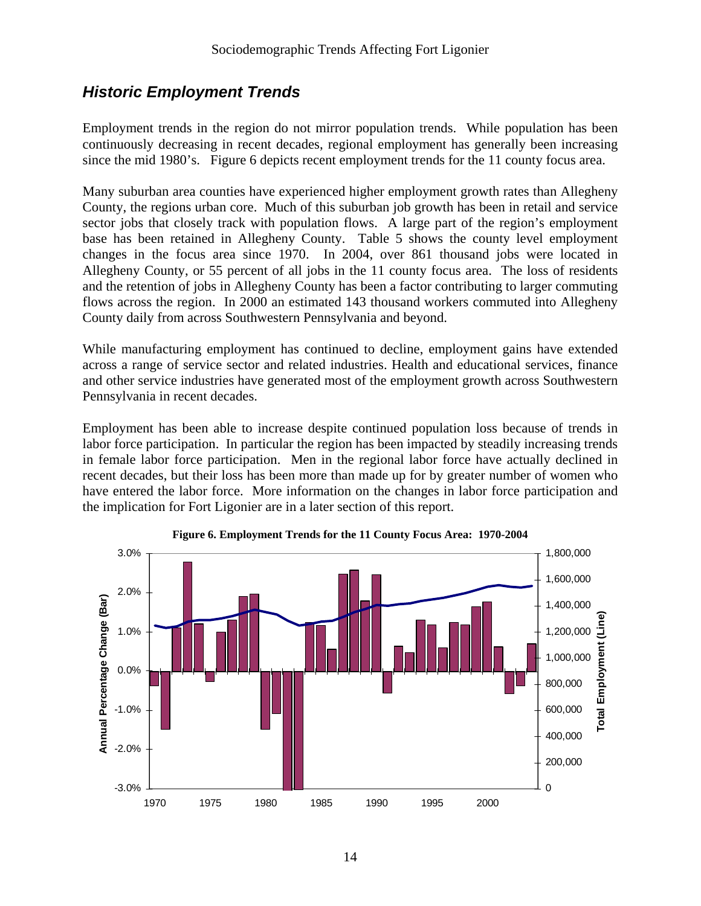## *Historic Employment Trends*

Employment trends in the region do not mirror population trends. While population has been continuously decreasing in recent decades, regional employment has generally been increasing since the mid 1980's. Figure 6 depicts recent employment trends for the 11 county focus area.

Many suburban area counties have experienced higher employment growth rates than Allegheny County, the regions urban core. Much of this suburban job growth has been in retail and service sector jobs that closely track with population flows. A large part of the region's employment base has been retained in Allegheny County. Table 5 shows the county level employment changes in the focus area since 1970. In 2004, over 861 thousand jobs were located in Allegheny County, or 55 percent of all jobs in the 11 county focus area. The loss of residents and the retention of jobs in Allegheny County has been a factor contributing to larger commuting flows across the region. In 2000 an estimated 143 thousand workers commuted into Allegheny County daily from across Southwestern Pennsylvania and beyond.

While manufacturing employment has continued to decline, employment gains have extended across a range of service sector and related industries. Health and educational services, finance and other service industries have generated most of the employment growth across Southwestern Pennsylvania in recent decades.

Employment has been able to increase despite continued population loss because of trends in labor force participation. In particular the region has been impacted by steadily increasing trends in female labor force participation. Men in the regional labor force have actually declined in recent decades, but their loss has been more than made up for by greater number of women who have entered the labor force. More information on the changes in labor force participation and the implication for Fort Ligonier are in a later section of this report.

**Figure 6. Employment Trends for the 11 County Focus Area: 1970-2004**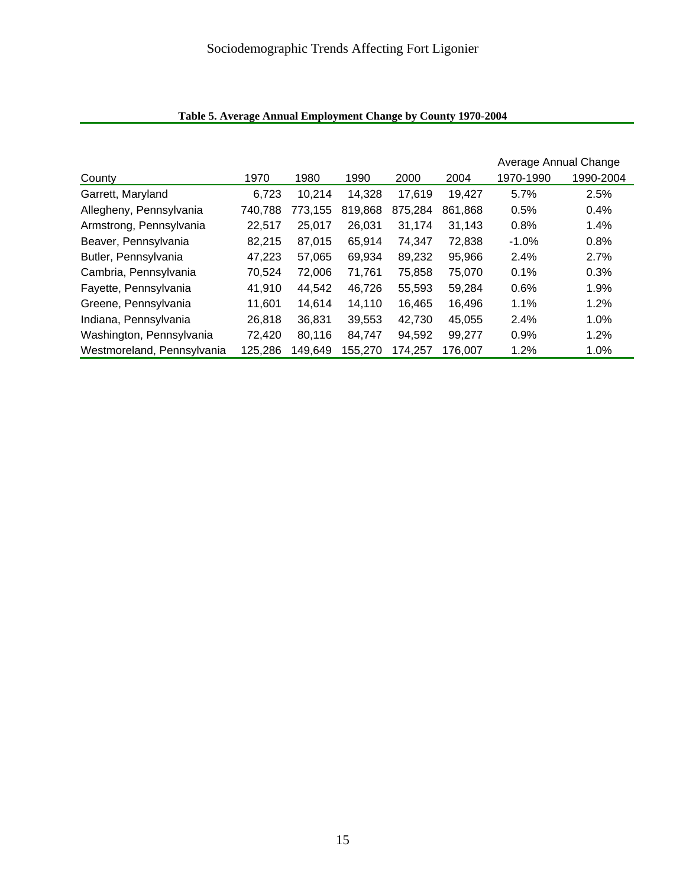**Table 5. Average Annual Employment Change by County 1970-2004**

| County | 1970 | 1980 | 1990 | 2000 | 2004 | Average Annual Change 1970-1990 | Average Annual Change 1990-2004 |
|---|---|---|---|---|---|---|---|
| Garrett, Maryland | 6,723 | 10,214 | 14,328 | 17,619 | 19,427 | 5.7% | 2.5% |
| Allegheny, Pennsylvania | 740,788 | 773,155 | 819,868 | 875,284 | 861,868 | 0.5% | 0.4% |
| Armstrong, Pennsylvania | 22,517 | 25,017 | 26,031 | 31,174 | 31,143 | 0.8% | 1.4% |
| Beaver, Pennsylvania | 82,215 | 87,015 | 65,914 | 74,347 | 72,838 | -1.0% | 0.8% |
| Butler, Pennsylvania | 47,223 | 57,065 | 69,934 | 89,232 | 95,966 | 2.4% | 2.7% |
| Cambria, Pennsylvania | 70,524 | 72,006 | 71,761 | 75,858 | 75,070 | 0.1% | 0.3% |
| Fayette, Pennsylvania | 41,910 | 44,542 | 46,726 | 55,593 | 59,284 | 0.6% | 1.9% |
| Greene, Pennsylvania | 11,601 | 14,614 | 14,110 | 16,465 | 16,496 | 1.1% | 1.2% |
| Indiana, Pennsylvania | 26,818 | 36,831 | 39,553 | 42,730 | 45,055 | 2.4% | 1.0% |
| Washington, Pennsylvania | 72,420 | 80,116 | 84,747 | 94,592 | 99,277 | 0.9% | 1.2% |
| Westmoreland, Pennsylvania | 125,286 | 149,649 | 155,270 | 174,257 | 176,007 | 1.2% | 1.0% |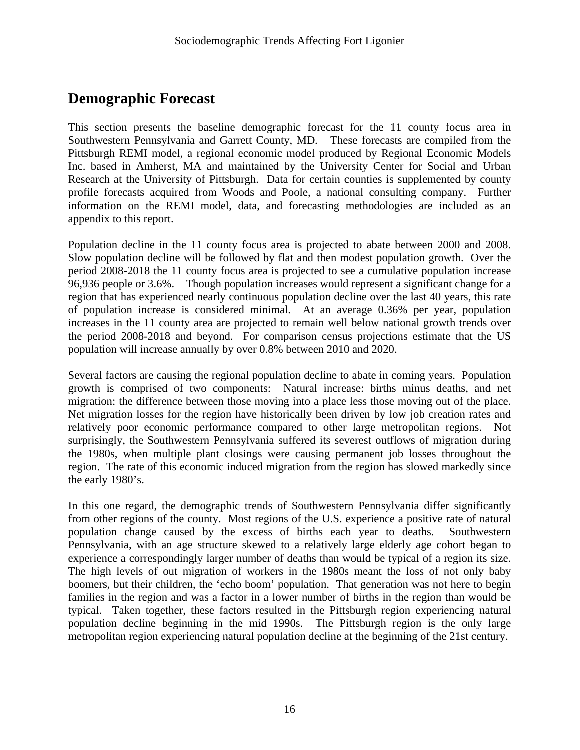## Demographic Forecast

This section presents the baseline demographic forecast for the 11 county focus area in Southwestern Pennsylvania and Garrett County, MD. These forecasts are compiled from the Pittsburgh REMI model, a regional economic model produced by Regional Economic Models Inc. based in Amherst, MA and maintained by the University Center for Social and Urban Research at the University of Pittsburgh. Data for certain counties is supplemented by county profile forecasts acquired from Woods and Poole, a national consulting company. Further information on the REMI model, data, and forecasting methodologies are included as an appendix to this report.

Population decline in the 11 county focus area is projected to abate between 2000 and 2008. Slow population decline will be followed by flat and then modest population growth. Over the period 2008-2018 the 11 county focus area is projected to see a cumulative population increase 96,936 people or 3.6%. Though population increases would represent a significant change for a region that has experienced nearly continuous population decline over the last 40 years, this rate of population increase is considered minimal. At an average 0.36% per year, population increases in the 11 county area are projected to remain well below national growth trends over the period 2008-2018 and beyond. For comparison census projections estimate that the US population will increase annually by over 0.8% between 2010 and 2020.

Several factors are causing the regional population decline to abate in coming years. Population growth is comprised of two components: Natural increase: births minus deaths, and net migration: the difference between those moving into a place less those moving out of the place. Net migration losses for the region have historically been driven by low job creation rates and relatively poor economic performance compared to other large metropolitan regions. Not surprisingly, the Southwestern Pennsylvania suffered its severest outflows of migration during the 1980s, when multiple plant closings were causing permanent job losses throughout the region. The rate of this economic induced migration from the region has slowed markedly since the early 1980's.

In this one regard, the demographic trends of Southwestern Pennsylvania differ significantly from other regions of the county. Most regions of the U.S. experience a positive rate of natural population change caused by the excess of births each year to deaths. Southwestern Pennsylvania, with an age structure skewed to a relatively large elderly age cohort began to experience a correspondingly larger number of deaths than would be typical of a region its size. The high levels of out migration of workers in the 1980s meant the loss of not only baby boomers, but their children, the 'echo boom' population. That generation was not here to begin families in the region and was a factor in a lower number of births in the region than would be typical. Taken together, these factors resulted in the Pittsburgh region experiencing natural population decline beginning in the mid 1990s. The Pittsburgh region is the only large metropolitan region experiencing natural population decline at the beginning of the 21st century.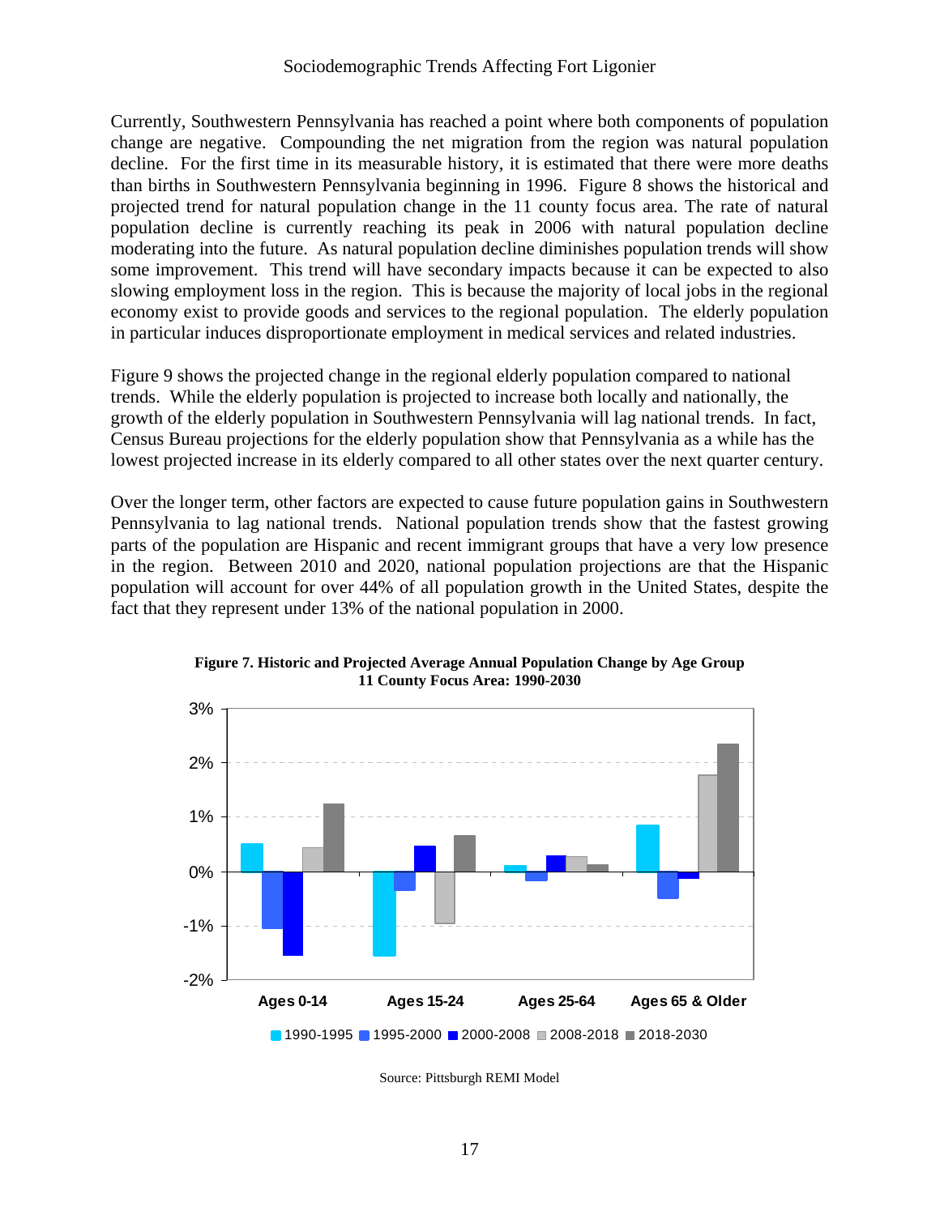Currently, Southwestern Pennsylvania has reached a point where both components of population change are negative. Compounding the net migration from the region was natural population decline. For the first time in its measurable history, it is estimated that there were more deaths than births in Southwestern Pennsylvania beginning in 1996. Figure 8 shows the historical and projected trend for natural population change in the 11 county focus area. The rate of natural population decline is currently reaching its peak in 2006 with natural population decline moderating into the future. As natural population decline diminishes population trends will show some improvement. This trend will have secondary impacts because it can be expected to also slowing employment loss in the region. This is because the majority of local jobs in the regional economy exist to provide goods and services to the regional population. The elderly population in particular induces disproportionate employment in medical services and related industries.

Figure 9 shows the projected change in the regional elderly population compared to national trends. While the elderly population is projected to increase both locally and nationally, the growth of the elderly population in Southwestern Pennsylvania will lag national trends. In fact, Census Bureau projections for the elderly population show that Pennsylvania as a while has the lowest projected increase in its elderly compared to all other states over the next quarter century.

Over the longer term, other factors are expected to cause future population gains in Southwestern Pennsylvania to lag national trends. National population trends show that the fastest growing parts of the population are Hispanic and recent immigrant groups that have a very low presence in the region. Between 2010 and 2020, national population projections are that the Hispanic population will account for over 44% of all population growth in the United States, despite the fact that they represent under 13% of the national population in 2000.

**Figure 7. Historic and Projected Average Annual Population Change by Age Group 11 County Focus Area: 1990-2030**

Source: Pittsburgh REMI Model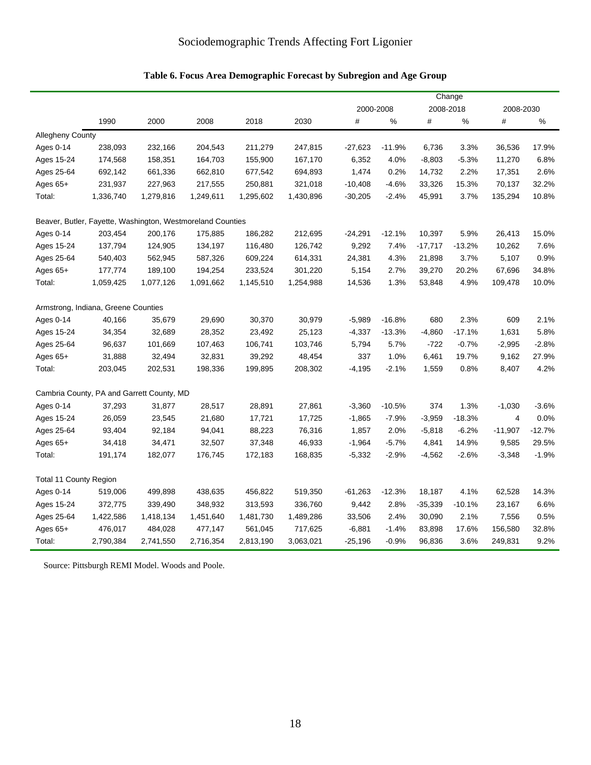# Sociodemographic Trends Affecting Fort Ligonier

**Table 6. Focus Area Demographic Forecast by Subregion and Age Group**

| | | | | | | Change | | | | | |
|---|---|---|---|---|---|---|---|---|---|---|---|
| | | | | | | 2000-2008 | | 2008-2018 | | 2008-2030 | |
| | 1990 | 2000 | 2008 | 2018 | 2030 | # | % | # | % | # | % |
| Allegheny County | | | | | | | | | | | |
| Ages 0-14 | 238,093 | 232,166 | 204,543 | 211,279 | 247,815 | -27,623 | -11.9% | 6,736 | 3.3% | 36,536 | 17.9% |
| Ages 15-24 | 174,568 | 158,351 | 164,703 | 155,900 | 167,170 | 6,352 | 4.0% | -8,803 | -5.3% | 11,270 | 6.8% |
| Ages 25-64 | 692,142 | 661,336 | 662,810 | 677,542 | 694,893 | 1,474 | 0.2% | 14,732 | 2.2% | 17,351 | 2.6% |
| Ages 65+ | 231,937 | 227,963 | 217,555 | 250,881 | 321,018 | -10,408 | -4.6% | 33,326 | 15.3% | 70,137 | 32.2% |
| Total: | 1,336,740 | 1,279,816 | 1,249,611 | 1,295,602 | 1,430,896 | -30,205 | -2.4% | 45,991 | 3.7% | 135,294 | 10.8% |
| Beaver, Butler, Fayette, Washington, Westmoreland Counties | | | | | | | | | | | |
| Ages 0-14 | 203,454 | 200,176 | 175,885 | 186,282 | 212,695 | -24,291 | -12.1% | 10,397 | 5.9% | 26,413 | 15.0% |
| Ages 15-24 | 137,794 | 124,905 | 134,197 | 116,480 | 126,742 | 9,292 | 7.4% | -17,717 | -13.2% | 10,262 | 7.6% |
| Ages 25-64 | 540,403 | 562,945 | 587,326 | 609,224 | 614,331 | 24,381 | 4.3% | 21,898 | 3.7% | 5,107 | 0.9% |
| Ages 65+ | 177,774 | 189,100 | 194,254 | 233,524 | 301,220 | 5,154 | 2.7% | 39,270 | 20.2% | 67,696 | 34.8% |
| Total: | 1,059,425 | 1,077,126 | 1,091,662 | 1,145,510 | 1,254,988 | 14,536 | 1.3% | 53,848 | 4.9% | 109,478 | 10.0% |
| Armstrong, Indiana, Greene Counties | | | | | | | | | | | |
| Ages 0-14 | 40,166 | 35,679 | 29,690 | 30,370 | 30,979 | -5,989 | -16.8% | 680 | 2.3% | 609 | 2.1% |
| Ages 15-24 | 34,354 | 32,689 | 28,352 | 23,492 | 25,123 | -4,337 | -13.3% | -4,860 | -17.1% | 1,631 | 5.8% |
| Ages 25-64 | 96,637 | 101,669 | 107,463 | 106,741 | 103,746 | 5,794 | 5.7% | -722 | -0.7% | -2,995 | -2.8% |
| Ages 65+ | 31,888 | 32,494 | 32,831 | 39,292 | 48,454 | 337 | 1.0% | 6,461 | 19.7% | 9,162 | 27.9% |
| Total: | 203,045 | 202,531 | 198,336 | 199,895 | 208,302 | -4,195 | -2.1% | 1,559 | 0.8% | 8,407 | 4.2% |
| Cambria County, PA and Garrett County, MD | | | | | | | | | | | |
| Ages 0-14 | 37,293 | 31,877 | 28,517 | 28,891 | 27,861 | -3,360 | -10.5% | 374 | 1.3% | -1,030 | -3.6% |
| Ages 15-24 | 26,059 | 23,545 | 21,680 | 17,721 | 17,725 | -1,865 | -7.9% | -3,959 | -18.3% | 4 | 0.0% |
| Ages 25-64 | 93,404 | 92,184 | 94,041 | 88,223 | 76,316 | 1,857 | 2.0% | -5,818 | -6.2% | -11,907 | -12.7% |
| Ages 65+ | 34,418 | 34,471 | 32,507 | 37,348 | 46,933 | -1,964 | -5.7% | 4,841 | 14.9% | 9,585 | 29.5% |
| Total: | 191,174 | 182,077 | 176,745 | 172,183 | 168,835 | -5,332 | -2.9% | -4,562 | -2.6% | -3,348 | -1.9% |
| Total 11 County Region | | | | | | | | | | | |
| Ages 0-14 | 519,006 | 499,898 | 438,635 | 456,822 | 519,350 | -61,263 | -12.3% | 18,187 | 4.1% | 62,528 | 14.3% |
| Ages 15-24 | 372,775 | 339,490 | 348,932 | 313,593 | 336,760 | 9,442 | 2.8% | -35,339 | -10.1% | 23,167 | 6.6% |
| Ages 25-64 | 1,422,586 | 1,418,134 | 1,451,640 | 1,481,730 | 1,489,286 | 33,506 | 2.4% | 30,090 | 2.1% | 7,556 | 0.5% |
| Ages 65+ | 476,017 | 484,028 | 477,147 | 561,045 | 717,625 | -6,881 | -1.4% | 83,898 | 17.6% | 156,580 | 32.8% |
| Total: | 2,790,384 | 2,741,550 | 2,716,354 | 2,813,190 | 3,063,021 | -25,196 | -0.9% | 96,836 | 3.6% | 249,831 | 9.2% |

Source: Pittsburgh REMI Model. Woods and Poole.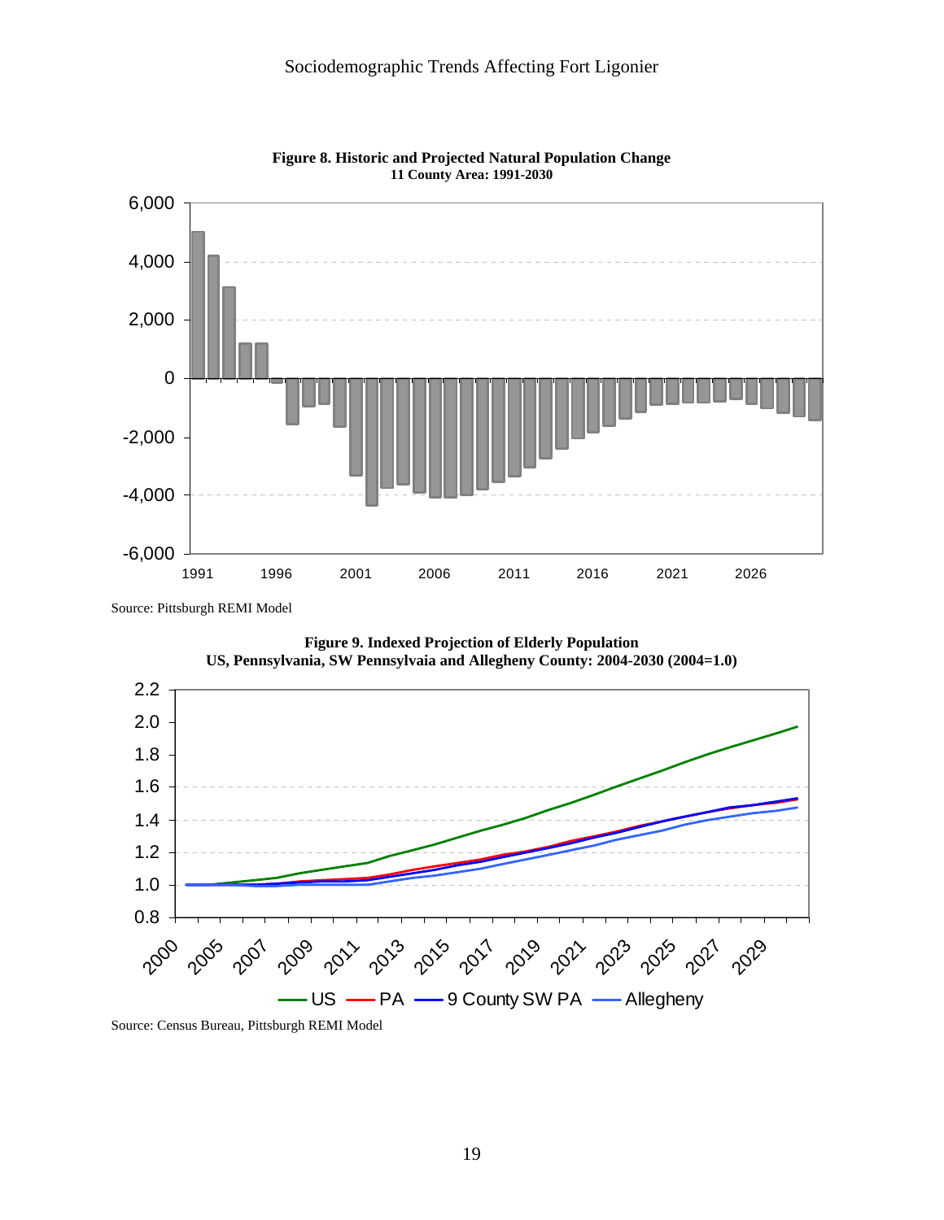**Figure 8. Historic and Projected Natural Population Change**
**11 County Area: 1991-2030**

Source: Pittsburgh REMI Model

**Figure 9. Indexed Projection of Elderly Population**
**US, Pennsylvania, SW Pennsylvaia and Allegheny County: 2004-2030 (2004=1.0)**

Source: Census Bureau, Pittsburgh REMI Model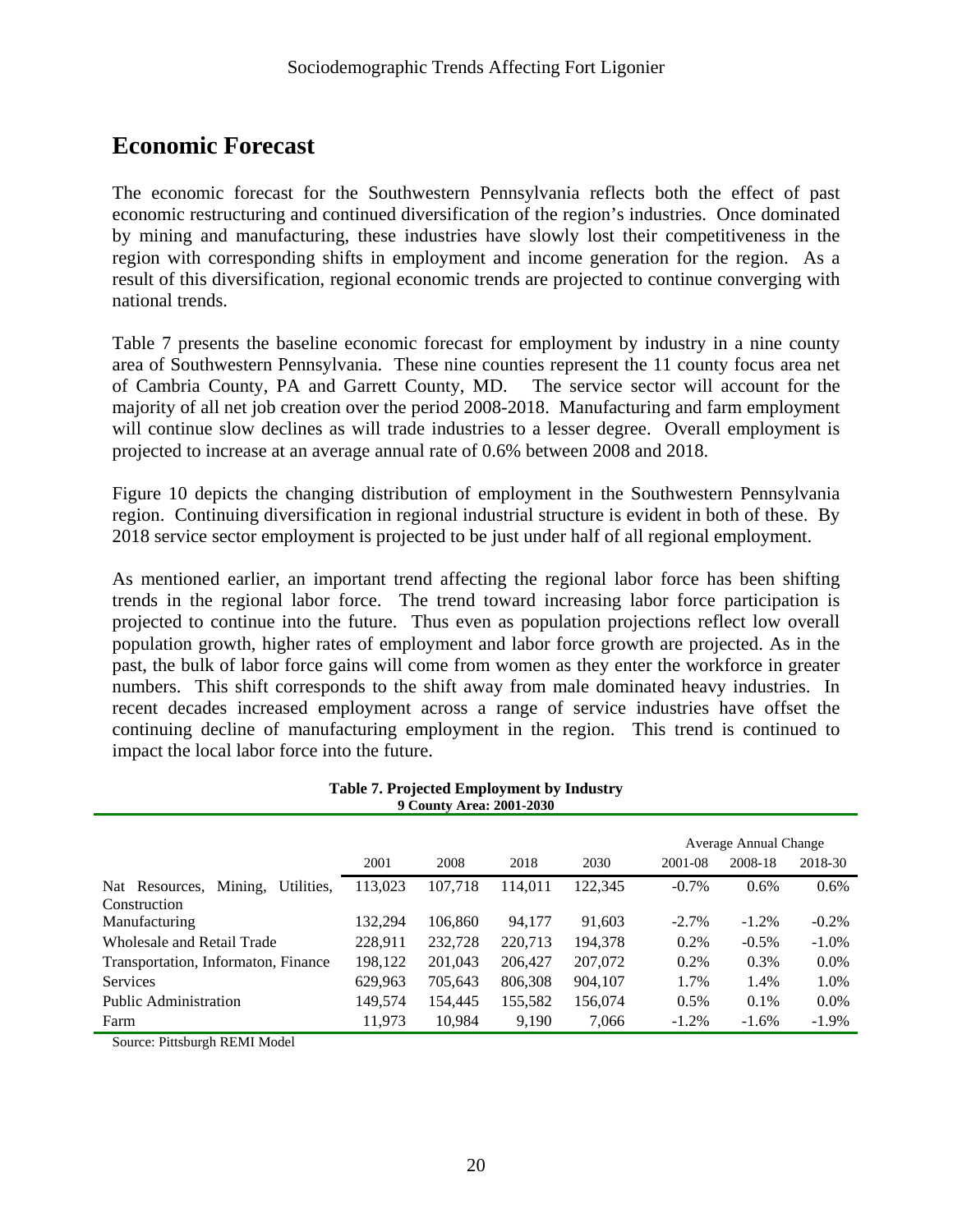## Economic Forecast

The economic forecast for the Southwestern Pennsylvania reflects both the effect of past economic restructuring and continued diversification of the region's industries. Once dominated by mining and manufacturing, these industries have slowly lost their competitiveness in the region with corresponding shifts in employment and income generation for the region. As a result of this diversification, regional economic trends are projected to continue converging with national trends.

Table 7 presents the baseline economic forecast for employment by industry in a nine county area of Southwestern Pennsylvania. These nine counties represent the 11 county focus area net of Cambria County, PA and Garrett County, MD. The service sector will account for the majority of all net job creation over the period 2008-2018. Manufacturing and farm employment will continue slow declines as will trade industries to a lesser degree. Overall employment is projected to increase at an average annual rate of 0.6% between 2008 and 2018.

Figure 10 depicts the changing distribution of employment in the Southwestern Pennsylvania region. Continuing diversification in regional industrial structure is evident in both of these. By 2018 service sector employment is projected to be just under half of all regional employment.

As mentioned earlier, an important trend affecting the regional labor force has been shifting trends in the regional labor force. The trend toward increasing labor force participation is projected to continue into the future. Thus even as population projections reflect low overall population growth, higher rates of employment and labor force growth are projected. As in the past, the bulk of labor force gains will come from women as they enter the workforce in greater numbers. This shift corresponds to the shift away from male dominated heavy industries. In recent decades increased employment across a range of service industries have offset the continuing decline of manufacturing employment in the region. This trend is continued to impact the local labor force into the future.

**Table 7. Projected Employment by Industry**
**9 County Area: 2001-2030**

| | | | | | Average Annual Change | | |
|---|---|---|---|---|---|---|---|
| | 2001 | 2008 | 2018 | 2030 | 2001-08 | 2008-18 | 2018-30 |
| Nat Resources, Mining, Utilities, Construction | 113,023 | 107,718 | 114,011 | 122,345 | -0.7% | 0.6% | 0.6% |
| Manufacturing | 132,294 | 106,860 | 94,177 | 91,603 | -2.7% | -1.2% | -0.2% |
| Wholesale and Retail Trade | 228,911 | 232,728 | 220,713 | 194,378 | 0.2% | -0.5% | -1.0% |
| Transportation, Informaton, Finance | 198,122 | 201,043 | 206,427 | 207,072 | 0.2% | 0.3% | 0.0% |
| Services | 629,963 | 705,643 | 806,308 | 904,107 | 1.7% | 1.4% | 1.0% |
| Public Administration | 149,574 | 154,445 | 155,582 | 156,074 | 0.5% | 0.1% | 0.0% |
| Farm | 11,973 | 10,984 | 9,190 | 7,066 | -1.2% | -1.6% | -1.9% |

Source: Pittsburgh REMI Model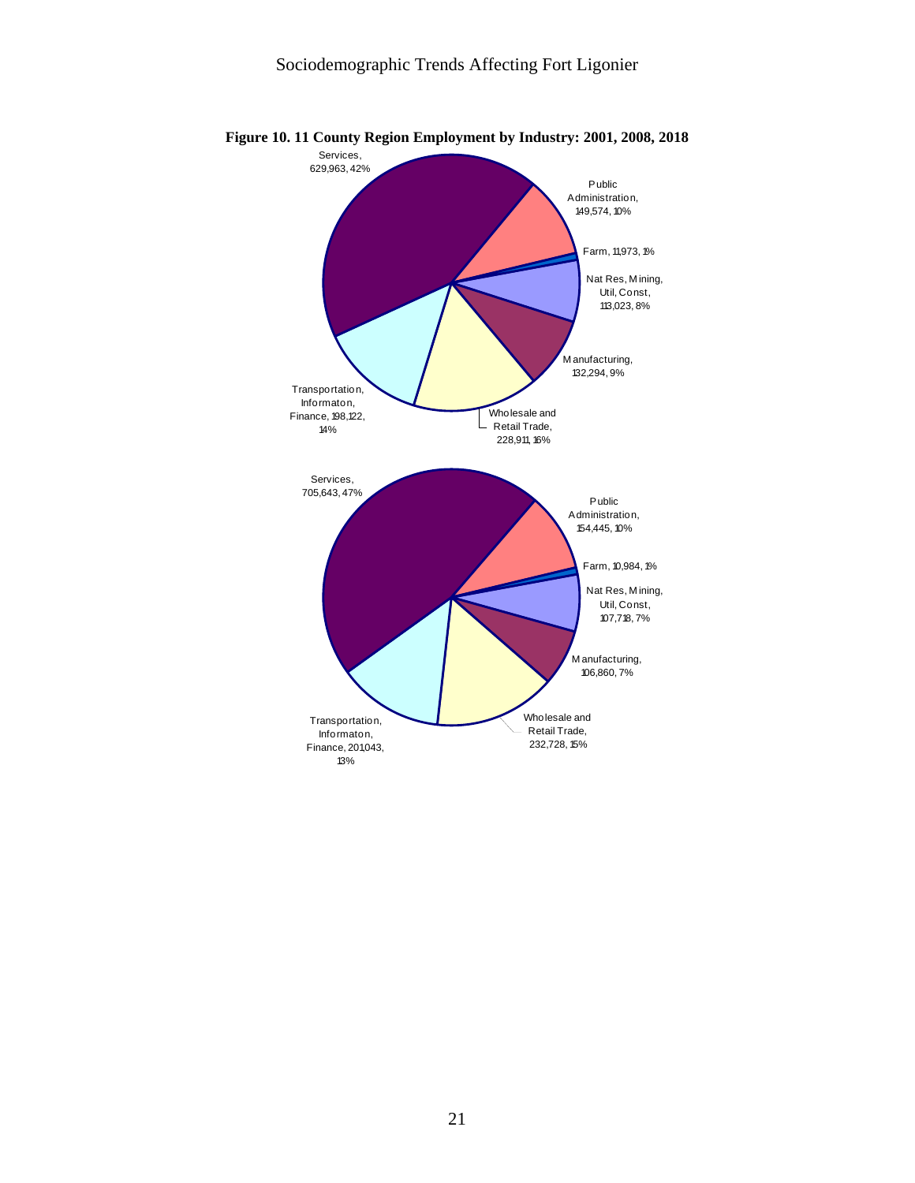**Figure 10. 11 County Region Employment by Industry: 2001, 2008, 2018**

Services, 629,963, 42%

Public Administration, 149,574, 10%

Farm, 11,973, 1%

Nat Res, Mining, Util, Const, 113,023, 8%

Manufacturing, 132,294, 9%

Wholesale and Retail Trade, 228,911, 16%

Transportation, Informaton, Finance, 198,122, 14%

Services, 705,643, 47%

Public Administration, 154,445, 10%

Farm, 10,984, 1%

Nat Res, Mining, Util, Const, 107,718, 7%

Manufacturing, 106,860, 7%

Wholesale and Retail Trade, 232,728, 15%

Transportation, Informaton, Finance, 201,043, 13%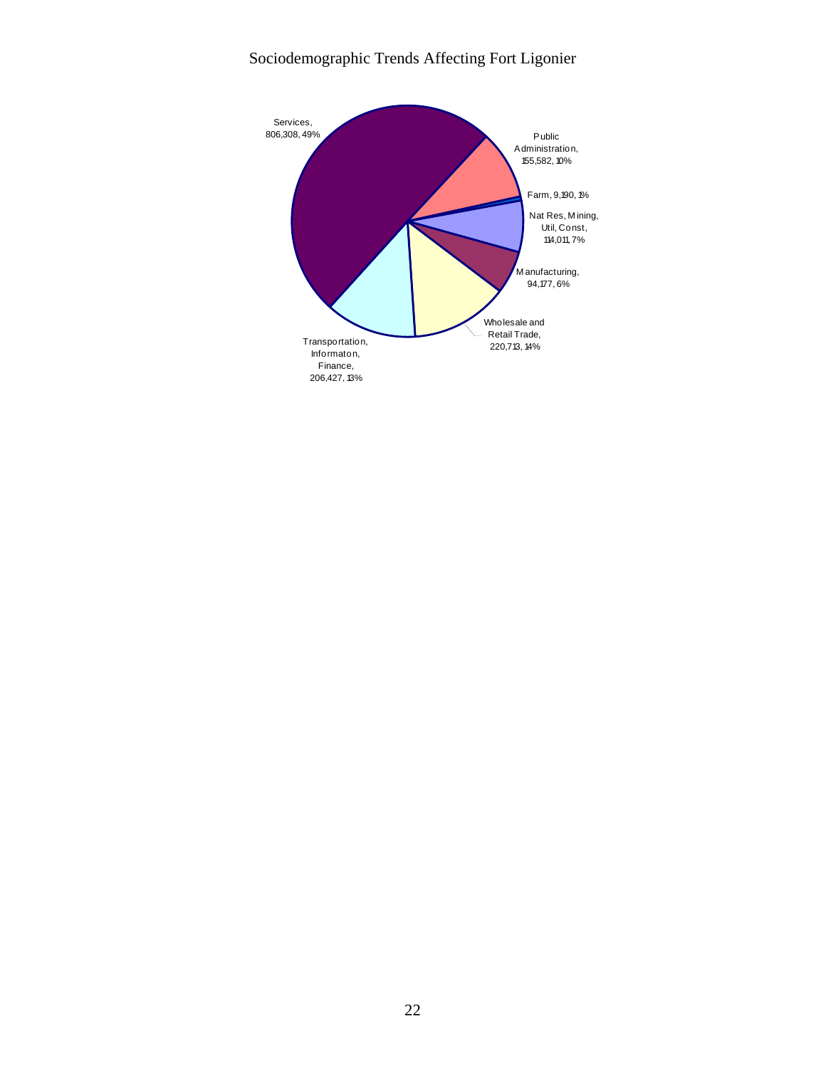# Sociodemographic Trends Affecting Fort Ligonier

Services, 806,308, 49%

Public Administration, 155,582, 10%

Farm, 9,190, 1%

Nat Res, Mining, Util, Const, 114,011, 7%

Manufacturing, 94,177, 6%

Wholesale and Retail Trade, 220,713, 14%

Transportation, Informaton, Finance, 206,427, 13%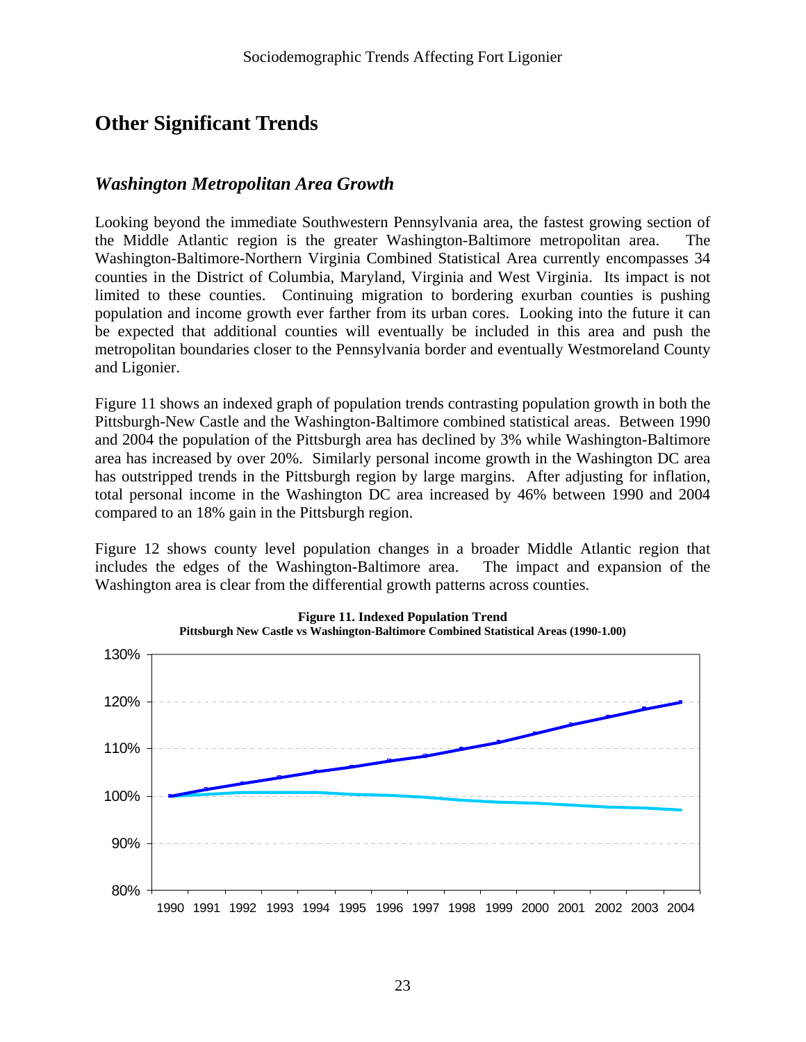## Other Significant Trends

### *Washington Metropolitan Area Growth*

Looking beyond the immediate Southwestern Pennsylvania area, the fastest growing section of the Middle Atlantic region is the greater Washington-Baltimore metropolitan area. The Washington-Baltimore-Northern Virginia Combined Statistical Area currently encompasses 34 counties in the District of Columbia, Maryland, Virginia and West Virginia. Its impact is not limited to these counties. Continuing migration to bordering exurban counties is pushing population and income growth ever farther from its urban cores. Looking into the future it can be expected that additional counties will eventually be included in this area and push the metropolitan boundaries closer to the Pennsylvania border and eventually Westmoreland County and Ligonier.

Figure 11 shows an indexed graph of population trends contrasting population growth in both the Pittsburgh-New Castle and the Washington-Baltimore combined statistical areas. Between 1990 and 2004 the population of the Pittsburgh area has declined by 3% while Washington-Baltimore area has increased by over 20%. Similarly personal income growth in the Washington DC area has outstripped trends in the Pittsburgh region by large margins. After adjusting for inflation, total personal income in the Washington DC area increased by 46% between 1990 and 2004 compared to an 18% gain in the Pittsburgh region.

Figure 12 shows county level population changes in a broader Middle Atlantic region that includes the edges of the Washington-Baltimore area. The impact and expansion of the Washington area is clear from the differential growth patterns across counties.

**Figure 11. Indexed Population Trend**
**Pittsburgh New Castle vs Washington-Baltimore Combined Statistical Areas (1990-1.00)**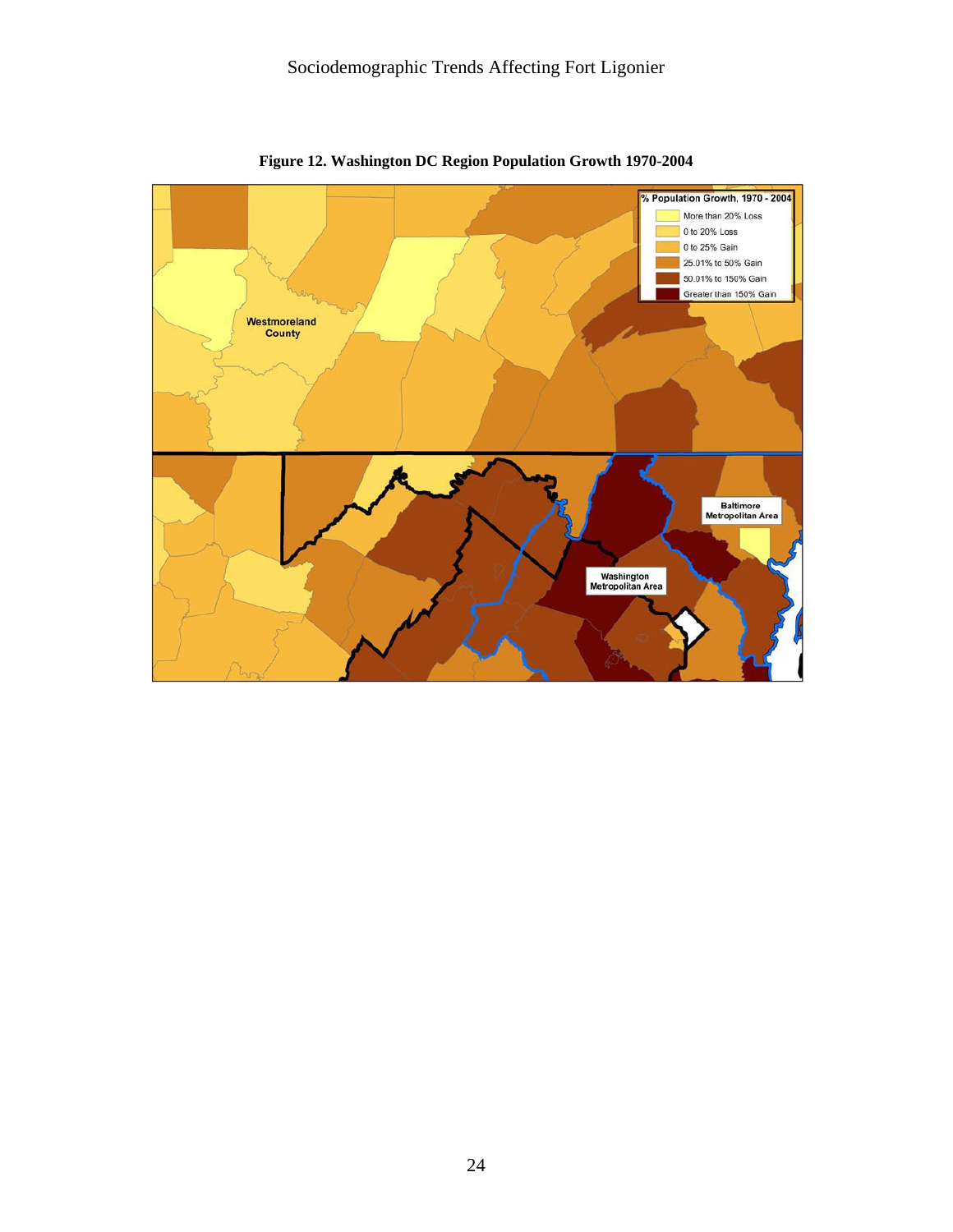**Figure 12. Washington DC Region Population Growth 1970-2004**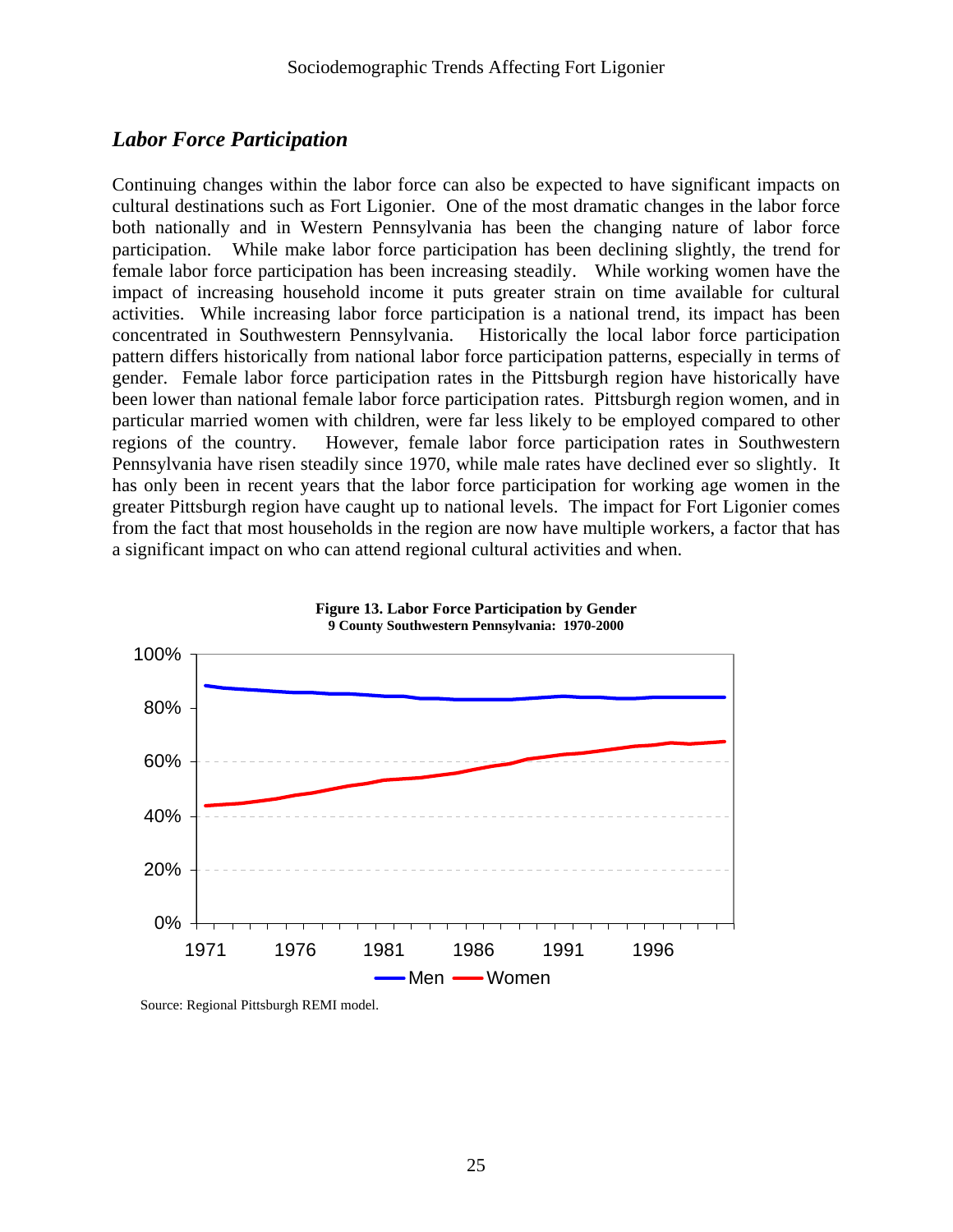## *Labor Force Participation*

Continuing changes within the labor force can also be expected to have significant impacts on cultural destinations such as Fort Ligonier. One of the most dramatic changes in the labor force both nationally and in Western Pennsylvania has been the changing nature of labor force participation. While make labor force participation has been declining slightly, the trend for female labor force participation has been increasing steadily. While working women have the impact of increasing household income it puts greater strain on time available for cultural activities. While increasing labor force participation is a national trend, its impact has been concentrated in Southwestern Pennsylvania. Historically the local labor force participation pattern differs historically from national labor force participation patterns, especially in terms of gender. Female labor force participation rates in the Pittsburgh region have historically have been lower than national female labor force participation rates. Pittsburgh region women, and in particular married women with children, were far less likely to be employed compared to other regions of the country. However, female labor force participation rates in Southwestern Pennsylvania have risen steadily since 1970, while male rates have declined ever so slightly. It has only been in recent years that the labor force participation for working age women in the greater Pittsburgh region have caught up to national levels. The impact for Fort Ligonier comes from the fact that most households in the region are now have multiple workers, a factor that has a significant impact on who can attend regional cultural activities and when.

**Figure 13. Labor Force Participation by Gender**
**9 County Southwestern Pennsylvania: 1970-2000**

Source: Regional Pittsburgh REMI model.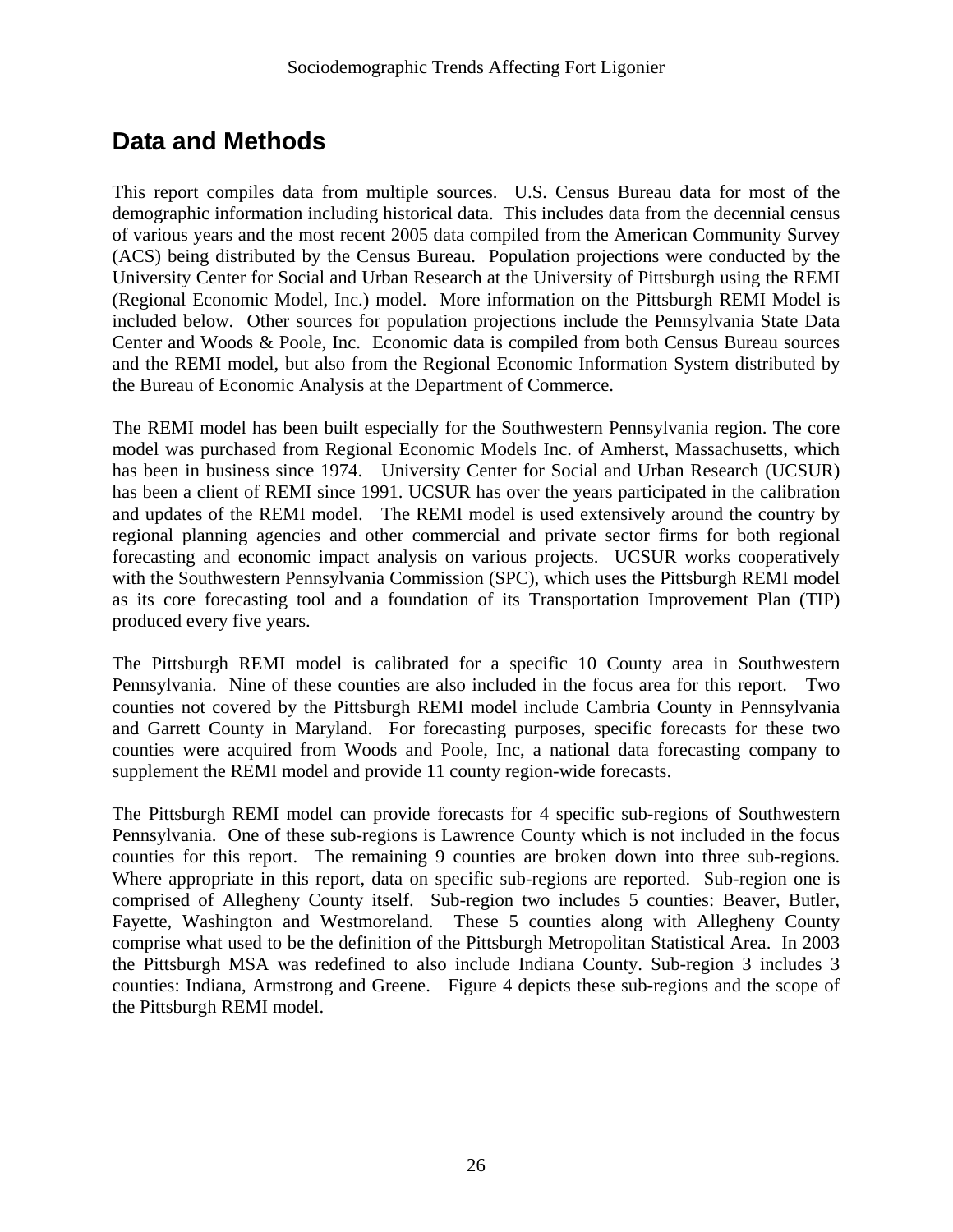# Data and Methods

This report compiles data from multiple sources. U.S. Census Bureau data for most of the demographic information including historical data. This includes data from the decennial census of various years and the most recent 2005 data compiled from the American Community Survey (ACS) being distributed by the Census Bureau. Population projections were conducted by the University Center for Social and Urban Research at the University of Pittsburgh using the REMI (Regional Economic Model, Inc.) model. More information on the Pittsburgh REMI Model is included below. Other sources for population projections include the Pennsylvania State Data Center and Woods & Poole, Inc. Economic data is compiled from both Census Bureau sources and the REMI model, but also from the Regional Economic Information System distributed by the Bureau of Economic Analysis at the Department of Commerce.

The REMI model has been built especially for the Southwestern Pennsylvania region. The core model was purchased from Regional Economic Models Inc. of Amherst, Massachusetts, which has been in business since 1974. University Center for Social and Urban Research (UCSUR) has been a client of REMI since 1991. UCSUR has over the years participated in the calibration and updates of the REMI model. The REMI model is used extensively around the country by regional planning agencies and other commercial and private sector firms for both regional forecasting and economic impact analysis on various projects. UCSUR works cooperatively with the Southwestern Pennsylvania Commission (SPC), which uses the Pittsburgh REMI model as its core forecasting tool and a foundation of its Transportation Improvement Plan (TIP) produced every five years.

The Pittsburgh REMI model is calibrated for a specific 10 County area in Southwestern Pennsylvania. Nine of these counties are also included in the focus area for this report. Two counties not covered by the Pittsburgh REMI model include Cambria County in Pennsylvania and Garrett County in Maryland. For forecasting purposes, specific forecasts for these two counties were acquired from Woods and Poole, Inc, a national data forecasting company to supplement the REMI model and provide 11 county region-wide forecasts.

The Pittsburgh REMI model can provide forecasts for 4 specific sub-regions of Southwestern Pennsylvania. One of these sub-regions is Lawrence County which is not included in the focus counties for this report. The remaining 9 counties are broken down into three sub-regions. Where appropriate in this report, data on specific sub-regions are reported. Sub-region one is comprised of Allegheny County itself. Sub-region two includes 5 counties: Beaver, Butler, Fayette, Washington and Westmoreland. These 5 counties along with Allegheny County comprise what used to be the definition of the Pittsburgh Metropolitan Statistical Area. In 2003 the Pittsburgh MSA was redefined to also include Indiana County. Sub-region 3 includes 3 counties: Indiana, Armstrong and Greene. Figure 4 depicts these sub-regions and the scope of the Pittsburgh REMI model.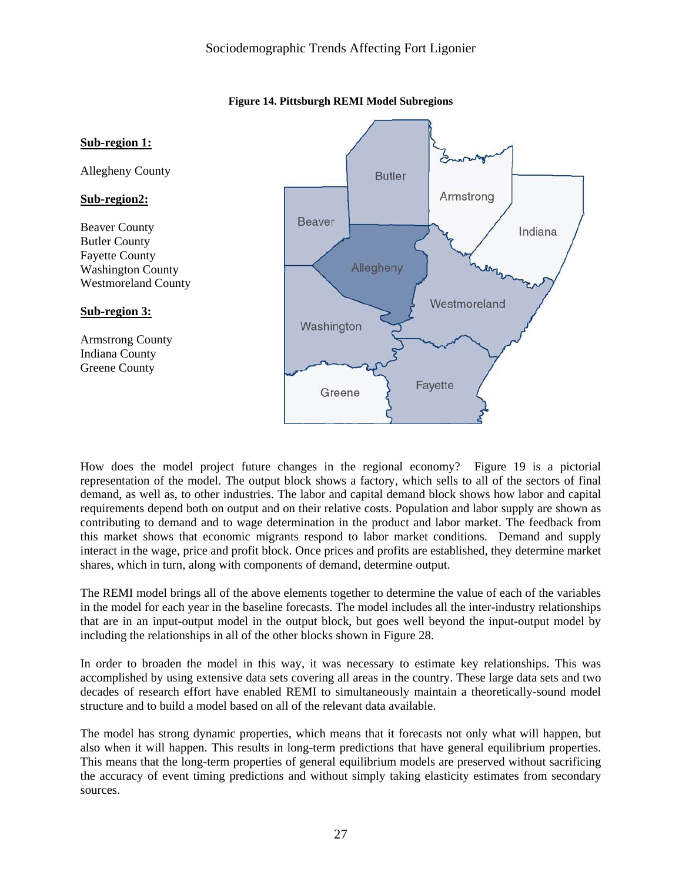**Figure 14. Pittsburgh REMI Model Subregions**

**Sub-region 1:**

Allegheny County

**Sub-region2:**

Beaver County
Butler County
Fayette County
Washington County
Westmoreland County

**Sub-region 3:**

Armstrong County
Indiana County
Greene County

How does the model project future changes in the regional economy? Figure 19 is a pictorial representation of the model. The output block shows a factory, which sells to all of the sectors of final demand, as well as, to other industries. The labor and capital demand block shows how labor and capital requirements depend both on output and on their relative costs. Population and labor supply are shown as contributing to demand and to wage determination in the product and labor market. The feedback from this market shows that economic migrants respond to labor market conditions. Demand and supply interact in the wage, price and profit block. Once prices and profits are established, they determine market shares, which in turn, along with components of demand, determine output.

The REMI model brings all of the above elements together to determine the value of each of the variables in the model for each year in the baseline forecasts. The model includes all the inter-industry relationships that are in an input-output model in the output block, but goes well beyond the input-output model by including the relationships in all of the other blocks shown in Figure 28.

In order to broaden the model in this way, it was necessary to estimate key relationships. This was accomplished by using extensive data sets covering all areas in the country. These large data sets and two decades of research effort have enabled REMI to simultaneously maintain a theoretically-sound model structure and to build a model based on all of the relevant data available.

The model has strong dynamic properties, which means that it forecasts not only what will happen, but also when it will happen. This results in long-term predictions that have general equilibrium properties. This means that the long-term properties of general equilibrium models are preserved without sacrificing the accuracy of event timing predictions and without simply taking elasticity estimates from secondary sources.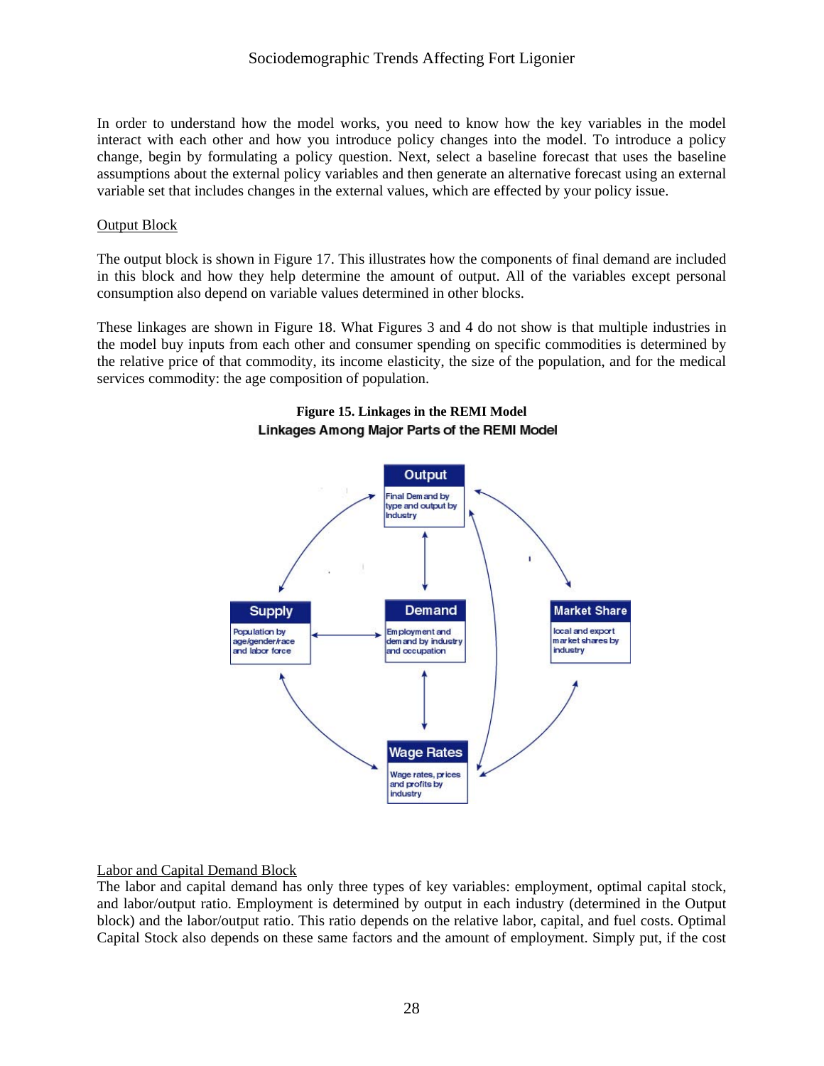In order to understand how the model works, you need to know how the key variables in the model interact with each other and how you introduce policy changes into the model. To introduce a policy change, begin by formulating a policy question. Next, select a baseline forecast that uses the baseline assumptions about the external policy variables and then generate an alternative forecast using an external variable set that includes changes in the external values, which are effected by your policy issue.

Output Block

The output block is shown in Figure 17. This illustrates how the components of final demand are included in this block and how they help determine the amount of output. All of the variables except personal consumption also depend on variable values determined in other blocks.

These linkages are shown in Figure 18. What Figures 3 and 4 do not show is that multiple industries in the model buy inputs from each other and consumer spending on specific commodities is determined by the relative price of that commodity, its income elasticity, the size of the population, and for the medical services commodity: the age composition of population.

**Figure 15. Linkages in the REMI Model**

**Linkages Among Major Parts of the REMI Model**

Labor and Capital Demand Block

The labor and capital demand has only three types of key variables: employment, optimal capital stock, and labor/output ratio. Employment is determined by output in each industry (determined in the Output block) and the labor/output ratio. This ratio depends on the relative labor, capital, and fuel costs. Optimal Capital Stock also depends on these same factors and the amount of employment. Simply put, if the cost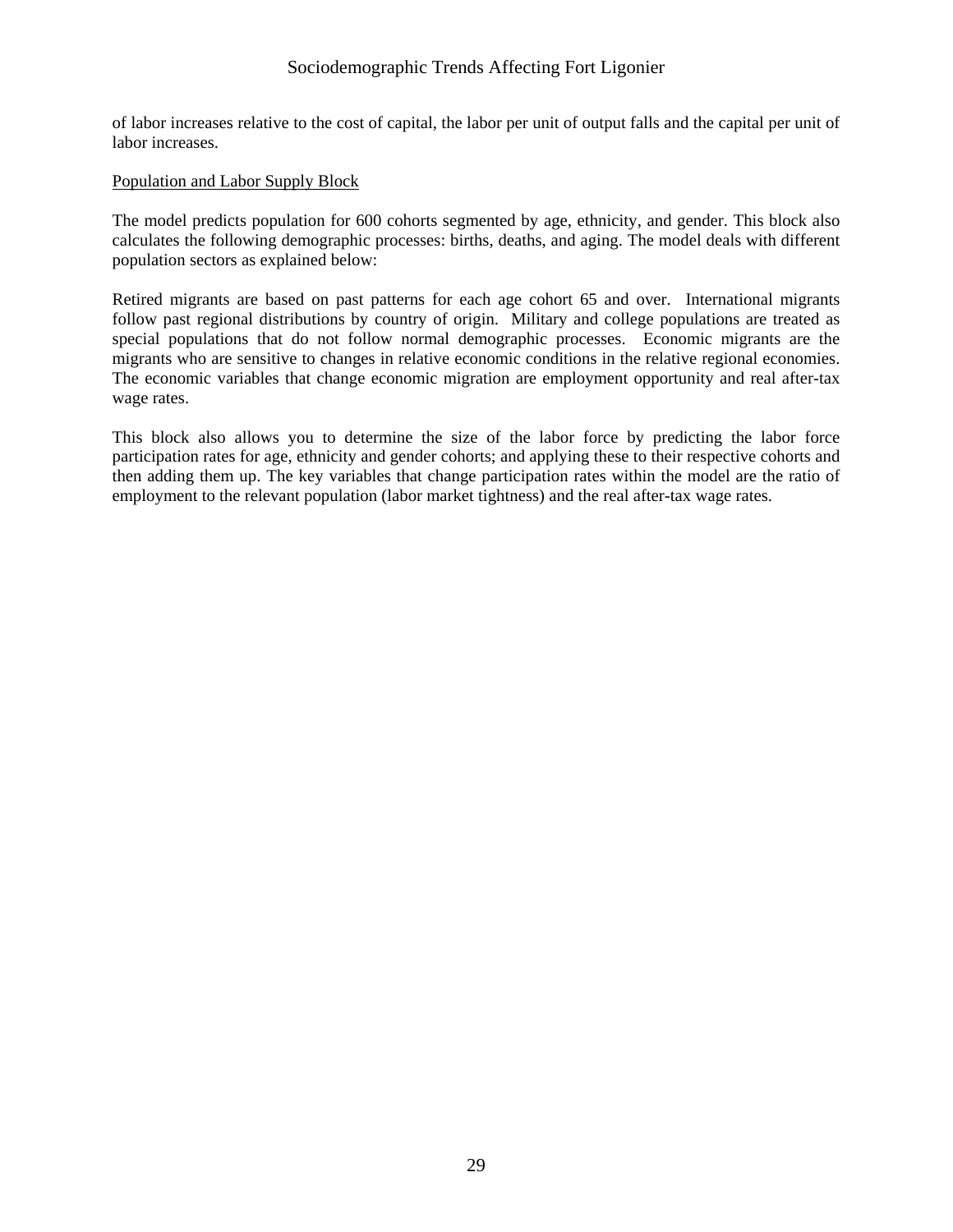of labor increases relative to the cost of capital, the labor per unit of output falls and the capital per unit of labor increases.

Population and Labor Supply Block

The model predicts population for 600 cohorts segmented by age, ethnicity, and gender. This block also calculates the following demographic processes: births, deaths, and aging. The model deals with different population sectors as explained below:

Retired migrants are based on past patterns for each age cohort 65 and over. International migrants follow past regional distributions by country of origin. Military and college populations are treated as special populations that do not follow normal demographic processes. Economic migrants are the migrants who are sensitive to changes in relative economic conditions in the relative regional economies. The economic variables that change economic migration are employment opportunity and real after-tax wage rates.

This block also allows you to determine the size of the labor force by predicting the labor force participation rates for age, ethnicity and gender cohorts; and applying these to their respective cohorts and then adding them up. The key variables that change participation rates within the model are the ratio of employment to the relevant population (labor market tightness) and the real after-tax wage rates.